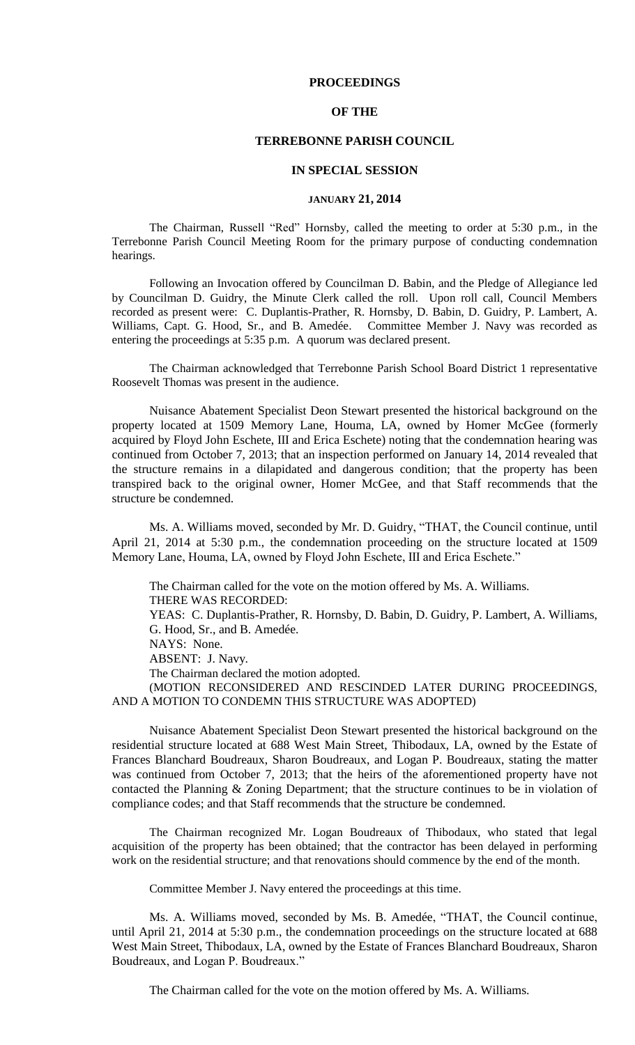# PROCEEDINGS

# OF THE

# TERREBONNE PARISH COUNCIL

# IN SPECIAL SESSION

## JANUARY 21, 2014

The Chairman, Russell "Red" Hornsby, called the meeting to order at 5:30 p.m., in the Terrebonne Parish Council Meeting Room for the primary purpose of conducting condemnation hearings.

Following an Invocation offered by Councilman D. Babin, and the Pledge of Allegiance led by Councilman D. Guidry, the Minute Clerk called the roll. Upon roll call, Council Members recorded as present were: C. Duplantis-Prather, R. Hornsby, D. Babin, D. Guidry, P. Lambert, A. Williams, Capt. G. Hood, Sr., and B. Amedée. Committee Member J. Navy was recorded as entering the proceedings at 5:35 p.m. A quorum was declared present.

The Chairman acknowledged that Terrebonne Parish School Board District 1 representative Roosevelt Thomas was present in the audience.

Nuisance Abatement Specialist Deon Stewart presented the historical background on the property located at 1509 Memory Lane, Houma, LA, owned by Homer McGee (formerly acquired by Floyd John Eschete, III and Erica Eschete) noting that the condemnation hearing was continued from October 7, 2013; that an inspection performed on January 14, 2014 revealed that the structure remains in a dilapidated and dangerous condition; that the property has been transpired back to the original owner, Homer McGee, and that Staff recommends that the structure be condemned.

Ms. A. Williams moved, seconded by Mr. D. Guidry, "THAT, the Council continue, until April 21, 2014 at 5:30 p.m., the condemnation proceeding on the structure located at 1509 Memory Lane, Houma, LA, owned by Floyd John Eschete, III and Erica Eschete."

The Chairman called for the vote on the motion offered by Ms. A. Williams.
THERE WAS RECORDED:
YEAS: C. Duplantis-Prather, R. Hornsby, D. Babin, D. Guidry, P. Lambert, A. Williams, G. Hood, Sr., and B. Amedée.
NAYS: None.
ABSENT: J. Navy.
The Chairman declared the motion adopted.
(MOTION RECONSIDERED AND RESCINDED LATER DURING PROCEEDINGS, AND A MOTION TO CONDEMN THIS STRUCTURE WAS ADOPTED)

Nuisance Abatement Specialist Deon Stewart presented the historical background on the residential structure located at 688 West Main Street, Thibodaux, LA, owned by the Estate of Frances Blanchard Boudreaux, Sharon Boudreaux, and Logan P. Boudreaux, stating the matter was continued from October 7, 2013; that the heirs of the aforementioned property have not contacted the Planning & Zoning Department; that the structure continues to be in violation of compliance codes; and that Staff recommends that the structure be condemned.

The Chairman recognized Mr. Logan Boudreaux of Thibodaux, who stated that legal acquisition of the property has been obtained; that the contractor has been delayed in performing work on the residential structure; and that renovations should commence by the end of the month.

Committee Member J. Navy entered the proceedings at this time.

Ms. A. Williams moved, seconded by Ms. B. Amedée, "THAT, the Council continue, until April 21, 2014 at 5:30 p.m., the condemnation proceedings on the structure located at 688 West Main Street, Thibodaux, LA, owned by the Estate of Frances Blanchard Boudreaux, Sharon Boudreaux, and Logan P. Boudreaux."

The Chairman called for the vote on the motion offered by Ms. A. Williams.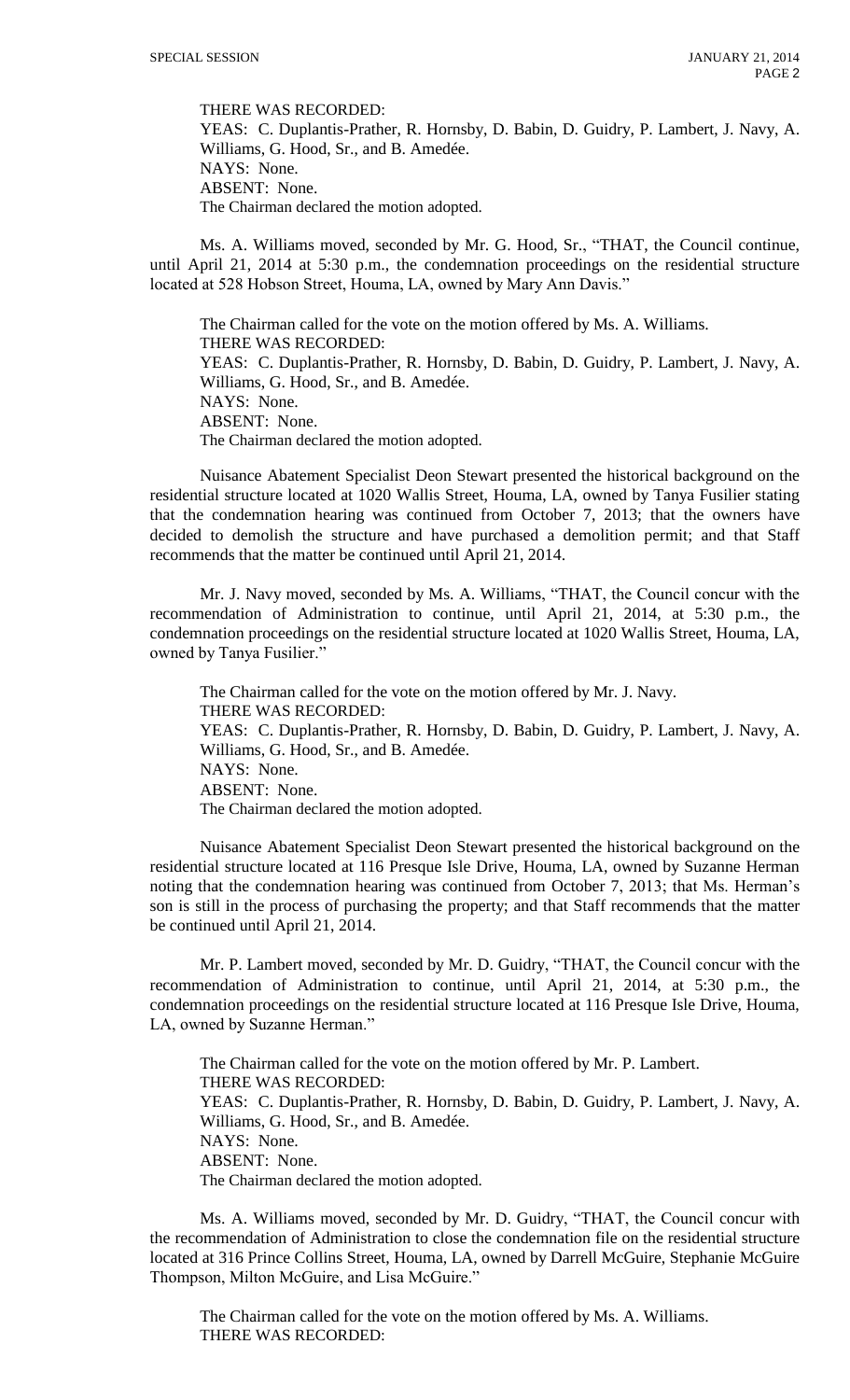THERE WAS RECORDED:
YEAS: C. Duplantis-Prather, R. Hornsby, D. Babin, D. Guidry, P. Lambert, J. Navy, A. Williams, G. Hood, Sr., and B. Amedée.
NAYS: None.
ABSENT: None.
The Chairman declared the motion adopted.

Ms. A. Williams moved, seconded by Mr. G. Hood, Sr., "THAT, the Council continue, until April 21, 2014 at 5:30 p.m., the condemnation proceedings on the residential structure located at 528 Hobson Street, Houma, LA, owned by Mary Ann Davis."

The Chairman called for the vote on the motion offered by Ms. A. Williams.
THERE WAS RECORDED:
YEAS: C. Duplantis-Prather, R. Hornsby, D. Babin, D. Guidry, P. Lambert, J. Navy, A. Williams, G. Hood, Sr., and B. Amedée.
NAYS: None.
ABSENT: None.
The Chairman declared the motion adopted.

Nuisance Abatement Specialist Deon Stewart presented the historical background on the residential structure located at 1020 Wallis Street, Houma, LA, owned by Tanya Fusilier stating that the condemnation hearing was continued from October 7, 2013; that the owners have decided to demolish the structure and have purchased a demolition permit; and that Staff recommends that the matter be continued until April 21, 2014.

Mr. J. Navy moved, seconded by Ms. A. Williams, "THAT, the Council concur with the recommendation of Administration to continue, until April 21, 2014, at 5:30 p.m., the condemnation proceedings on the residential structure located at 1020 Wallis Street, Houma, LA, owned by Tanya Fusilier."

The Chairman called for the vote on the motion offered by Mr. J. Navy.
THERE WAS RECORDED:
YEAS: C. Duplantis-Prather, R. Hornsby, D. Babin, D. Guidry, P. Lambert, J. Navy, A. Williams, G. Hood, Sr., and B. Amedée.
NAYS: None.
ABSENT: None.
The Chairman declared the motion adopted.

Nuisance Abatement Specialist Deon Stewart presented the historical background on the residential structure located at 116 Presque Isle Drive, Houma, LA, owned by Suzanne Herman noting that the condemnation hearing was continued from October 7, 2013; that Ms. Herman's son is still in the process of purchasing the property; and that Staff recommends that the matter be continued until April 21, 2014.

Mr. P. Lambert moved, seconded by Mr. D. Guidry, "THAT, the Council concur with the recommendation of Administration to continue, until April 21, 2014, at 5:30 p.m., the condemnation proceedings on the residential structure located at 116 Presque Isle Drive, Houma, LA, owned by Suzanne Herman."

The Chairman called for the vote on the motion offered by Mr. P. Lambert.
THERE WAS RECORDED:
YEAS: C. Duplantis-Prather, R. Hornsby, D. Babin, D. Guidry, P. Lambert, J. Navy, A. Williams, G. Hood, Sr., and B. Amedée.
NAYS: None.
ABSENT: None.
The Chairman declared the motion adopted.

Ms. A. Williams moved, seconded by Mr. D. Guidry, "THAT, the Council concur with the recommendation of Administration to close the condemnation file on the residential structure located at 316 Prince Collins Street, Houma, LA, owned by Darrell McGuire, Stephanie McGuire Thompson, Milton McGuire, and Lisa McGuire."

The Chairman called for the vote on the motion offered by Ms. A. Williams.
THERE WAS RECORDED: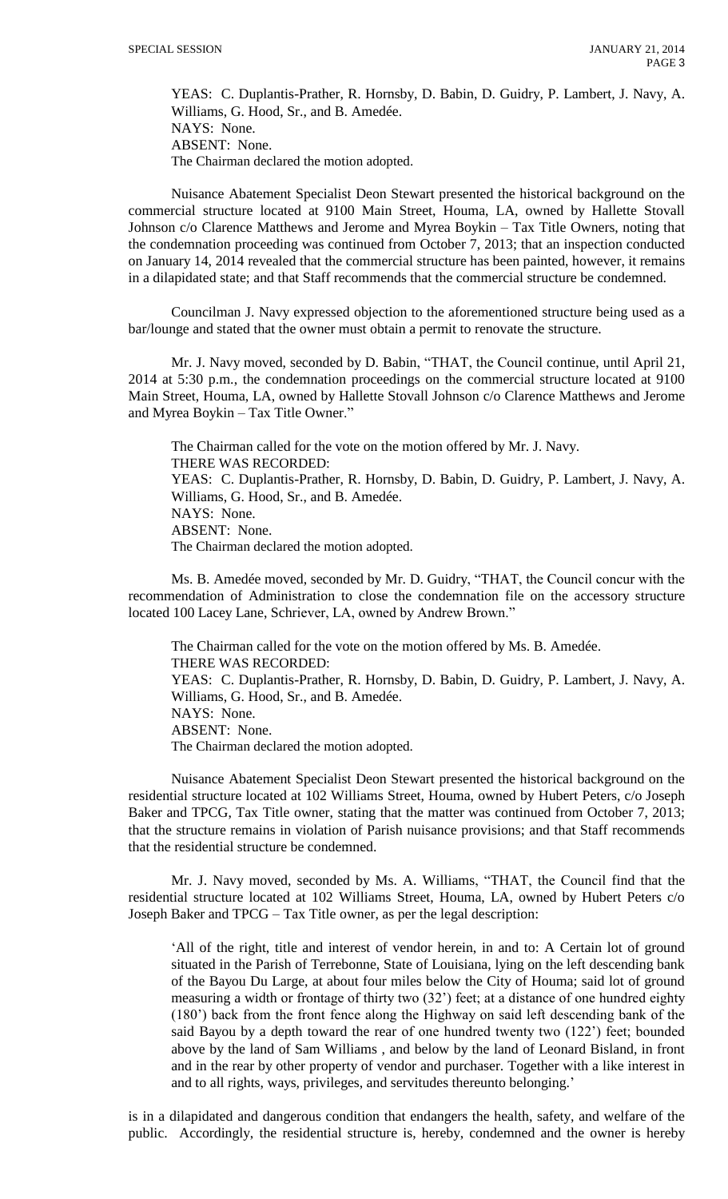YEAS: C. Duplantis-Prather, R. Hornsby, D. Babin, D. Guidry, P. Lambert, J. Navy, A. Williams, G. Hood, Sr., and B. Amedée.
NAYS: None.
ABSENT: None.
The Chairman declared the motion adopted.

Nuisance Abatement Specialist Deon Stewart presented the historical background on the commercial structure located at 9100 Main Street, Houma, LA, owned by Hallette Stovall Johnson c/o Clarence Matthews and Jerome and Myrea Boykin – Tax Title Owners, noting that the condemnation proceeding was continued from October 7, 2013; that an inspection conducted on January 14, 2014 revealed that the commercial structure has been painted, however, it remains in a dilapidated state; and that Staff recommends that the commercial structure be condemned.

Councilman J. Navy expressed objection to the aforementioned structure being used as a bar/lounge and stated that the owner must obtain a permit to renovate the structure.

Mr. J. Navy moved, seconded by D. Babin, "THAT, the Council continue, until April 21, 2014 at 5:30 p.m., the condemnation proceedings on the commercial structure located at 9100 Main Street, Houma, LA, owned by Hallette Stovall Johnson c/o Clarence Matthews and Jerome and Myrea Boykin – Tax Title Owner."

The Chairman called for the vote on the motion offered by Mr. J. Navy.
THERE WAS RECORDED:
YEAS: C. Duplantis-Prather, R. Hornsby, D. Babin, D. Guidry, P. Lambert, J. Navy, A. Williams, G. Hood, Sr., and B. Amedée.
NAYS: None.
ABSENT: None.
The Chairman declared the motion adopted.

Ms. B. Amedée moved, seconded by Mr. D. Guidry, "THAT, the Council concur with the recommendation of Administration to close the condemnation file on the accessory structure located 100 Lacey Lane, Schriever, LA, owned by Andrew Brown."

The Chairman called for the vote on the motion offered by Ms. B. Amedée.
THERE WAS RECORDED:
YEAS: C. Duplantis-Prather, R. Hornsby, D. Babin, D. Guidry, P. Lambert, J. Navy, A. Williams, G. Hood, Sr., and B. Amedée.
NAYS: None.
ABSENT: None.
The Chairman declared the motion adopted.

Nuisance Abatement Specialist Deon Stewart presented the historical background on the residential structure located at 102 Williams Street, Houma, owned by Hubert Peters, c/o Joseph Baker and TPCG, Tax Title owner, stating that the matter was continued from October 7, 2013; that the structure remains in violation of Parish nuisance provisions; and that Staff recommends that the residential structure be condemned.

Mr. J. Navy moved, seconded by Ms. A. Williams, "THAT, the Council find that the residential structure located at 102 Williams Street, Houma, LA, owned by Hubert Peters c/o Joseph Baker and TPCG – Tax Title owner, as per the legal description:

'All of the right, title and interest of vendor herein, in and to: A Certain lot of ground situated in the Parish of Terrebonne, State of Louisiana, lying on the left descending bank of the Bayou Du Large, at about four miles below the City of Houma; said lot of ground measuring a width or frontage of thirty two (32') feet; at a distance of one hundred eighty (180') back from the front fence along the Highway on said left descending bank of the said Bayou by a depth toward the rear of one hundred twenty two (122') feet; bounded above by the land of Sam Williams , and below by the land of Leonard Bisland, in front and in the rear by other property of vendor and purchaser. Together with a like interest in and to all rights, ways, privileges, and servitudes thereunto belonging.'

is in a dilapidated and dangerous condition that endangers the health, safety, and welfare of the public. Accordingly, the residential structure is, hereby, condemned and the owner is hereby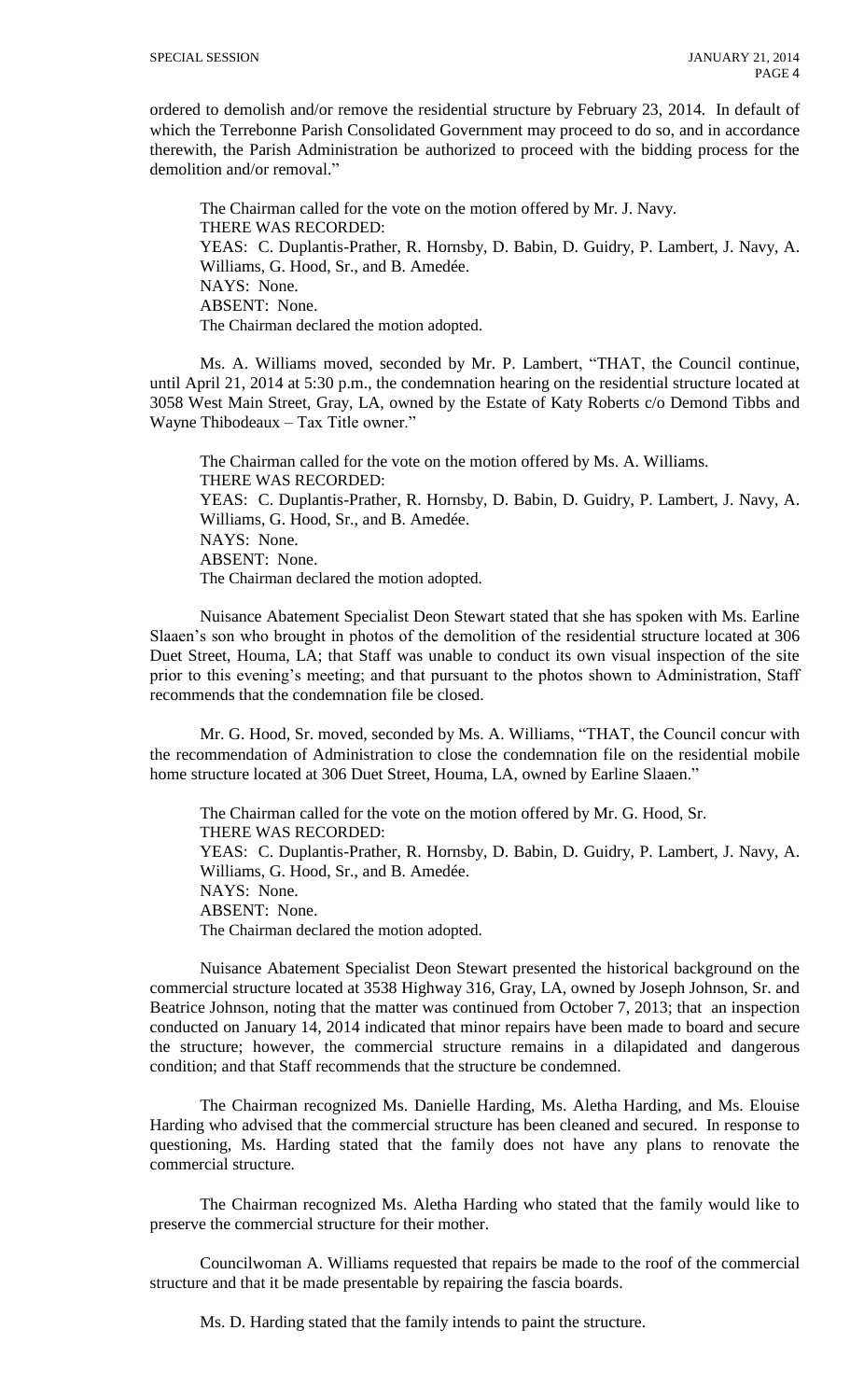ordered to demolish and/or remove the residential structure by February 23, 2014. In default of which the Terrebonne Parish Consolidated Government may proceed to do so, and in accordance therewith, the Parish Administration be authorized to proceed with the bidding process for the demolition and/or removal."

The Chairman called for the vote on the motion offered by Mr. J. Navy.
THERE WAS RECORDED:
YEAS: C. Duplantis-Prather, R. Hornsby, D. Babin, D. Guidry, P. Lambert, J. Navy, A. Williams, G. Hood, Sr., and B. Amedée.
NAYS: None.
ABSENT: None.
The Chairman declared the motion adopted.

Ms. A. Williams moved, seconded by Mr. P. Lambert, "THAT, the Council continue, until April 21, 2014 at 5:30 p.m., the condemnation hearing on the residential structure located at 3058 West Main Street, Gray, LA, owned by the Estate of Katy Roberts c/o Demond Tibbs and Wayne Thibodeaux – Tax Title owner."

The Chairman called for the vote on the motion offered by Ms. A. Williams.
THERE WAS RECORDED:
YEAS: C. Duplantis-Prather, R. Hornsby, D. Babin, D. Guidry, P. Lambert, J. Navy, A. Williams, G. Hood, Sr., and B. Amedée.
NAYS: None.
ABSENT: None.
The Chairman declared the motion adopted.

Nuisance Abatement Specialist Deon Stewart stated that she has spoken with Ms. Earline Slaaen's son who brought in photos of the demolition of the residential structure located at 306 Duet Street, Houma, LA; that Staff was unable to conduct its own visual inspection of the site prior to this evening's meeting; and that pursuant to the photos shown to Administration, Staff recommends that the condemnation file be closed.

Mr. G. Hood, Sr. moved, seconded by Ms. A. Williams, "THAT, the Council concur with the recommendation of Administration to close the condemnation file on the residential mobile home structure located at 306 Duet Street, Houma, LA, owned by Earline Slaaen."

The Chairman called for the vote on the motion offered by Mr. G. Hood, Sr.
THERE WAS RECORDED:
YEAS: C. Duplantis-Prather, R. Hornsby, D. Babin, D. Guidry, P. Lambert, J. Navy, A. Williams, G. Hood, Sr., and B. Amedée.
NAYS: None.
ABSENT: None.
The Chairman declared the motion adopted.

Nuisance Abatement Specialist Deon Stewart presented the historical background on the commercial structure located at 3538 Highway 316, Gray, LA, owned by Joseph Johnson, Sr. and Beatrice Johnson, noting that the matter was continued from October 7, 2013; that an inspection conducted on January 14, 2014 indicated that minor repairs have been made to board and secure the structure; however, the commercial structure remains in a dilapidated and dangerous condition; and that Staff recommends that the structure be condemned.

The Chairman recognized Ms. Danielle Harding, Ms. Aletha Harding, and Ms. Elouise Harding who advised that the commercial structure has been cleaned and secured. In response to questioning, Ms. Harding stated that the family does not have any plans to renovate the commercial structure.

The Chairman recognized Ms. Aletha Harding who stated that the family would like to preserve the commercial structure for their mother.

Councilwoman A. Williams requested that repairs be made to the roof of the commercial structure and that it be made presentable by repairing the fascia boards.

Ms. D. Harding stated that the family intends to paint the structure.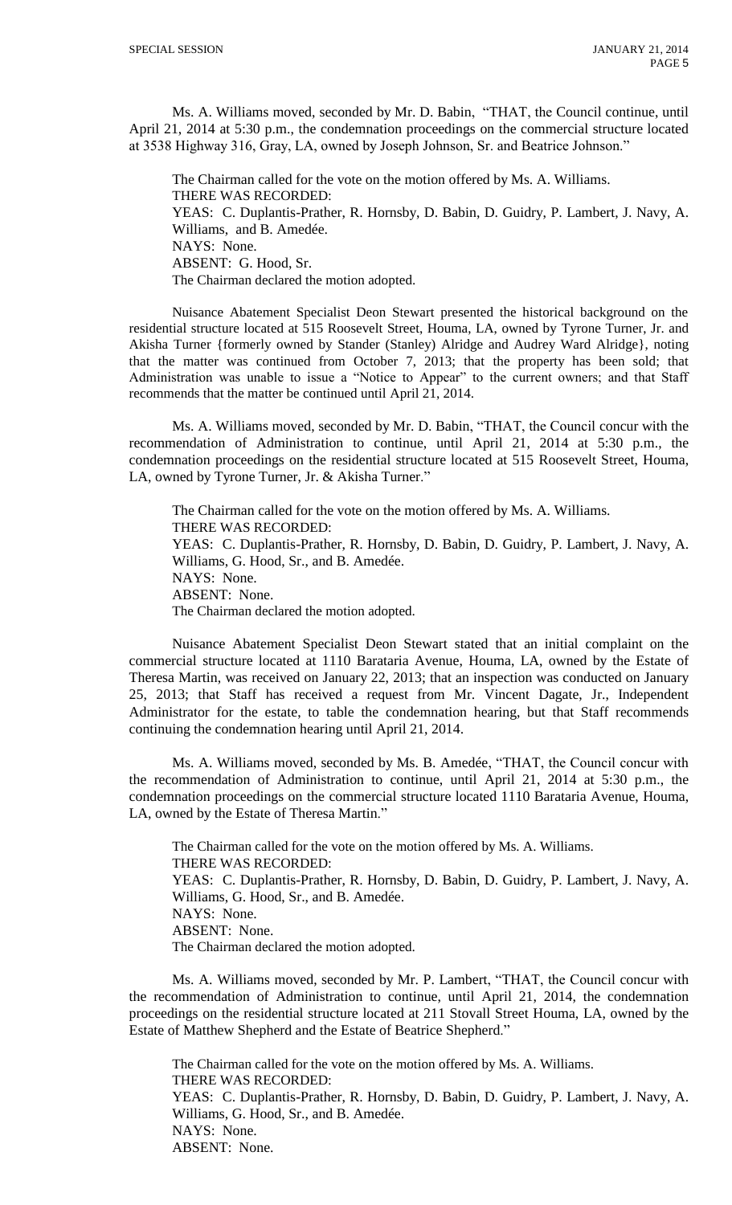Ms. A. Williams moved, seconded by Mr. D. Babin, "THAT, the Council continue, until April 21, 2014 at 5:30 p.m., the condemnation proceedings on the commercial structure located at 3538 Highway 316, Gray, LA, owned by Joseph Johnson, Sr. and Beatrice Johnson."

The Chairman called for the vote on the motion offered by Ms. A. Williams.
THERE WAS RECORDED:
YEAS: C. Duplantis-Prather, R. Hornsby, D. Babin, D. Guidry, P. Lambert, J. Navy, A. Williams, and B. Amedée.
NAYS: None.
ABSENT: G. Hood, Sr.
The Chairman declared the motion adopted.

Nuisance Abatement Specialist Deon Stewart presented the historical background on the residential structure located at 515 Roosevelt Street, Houma, LA, owned by Tyrone Turner, Jr. and Akisha Turner {formerly owned by Stander (Stanley) Alridge and Audrey Ward Alridge}, noting that the matter was continued from October 7, 2013; that the property has been sold; that Administration was unable to issue a "Notice to Appear" to the current owners; and that Staff recommends that the matter be continued until April 21, 2014.

Ms. A. Williams moved, seconded by Mr. D. Babin, "THAT, the Council concur with the recommendation of Administration to continue, until April 21, 2014 at 5:30 p.m., the condemnation proceedings on the residential structure located at 515 Roosevelt Street, Houma, LA, owned by Tyrone Turner, Jr. & Akisha Turner."

The Chairman called for the vote on the motion offered by Ms. A. Williams.
THERE WAS RECORDED:
YEAS: C. Duplantis-Prather, R. Hornsby, D. Babin, D. Guidry, P. Lambert, J. Navy, A. Williams, G. Hood, Sr., and B. Amedée.
NAYS: None.
ABSENT: None.
The Chairman declared the motion adopted.

Nuisance Abatement Specialist Deon Stewart stated that an initial complaint on the commercial structure located at 1110 Barataria Avenue, Houma, LA, owned by the Estate of Theresa Martin, was received on January 22, 2013; that an inspection was conducted on January 25, 2013; that Staff has received a request from Mr. Vincent Dagate, Jr., Independent Administrator for the estate, to table the condemnation hearing, but that Staff recommends continuing the condemnation hearing until April 21, 2014.

Ms. A. Williams moved, seconded by Ms. B. Amedée, "THAT, the Council concur with the recommendation of Administration to continue, until April 21, 2014 at 5:30 p.m., the condemnation proceedings on the commercial structure located 1110 Barataria Avenue, Houma, LA, owned by the Estate of Theresa Martin."

The Chairman called for the vote on the motion offered by Ms. A. Williams.
THERE WAS RECORDED:
YEAS: C. Duplantis-Prather, R. Hornsby, D. Babin, D. Guidry, P. Lambert, J. Navy, A. Williams, G. Hood, Sr., and B. Amedée.
NAYS: None.
ABSENT: None.
The Chairman declared the motion adopted.

Ms. A. Williams moved, seconded by Mr. P. Lambert, "THAT, the Council concur with the recommendation of Administration to continue, until April 21, 2014, the condemnation proceedings on the residential structure located at 211 Stovall Street Houma, LA, owned by the Estate of Matthew Shepherd and the Estate of Beatrice Shepherd."

The Chairman called for the vote on the motion offered by Ms. A. Williams.
THERE WAS RECORDED:
YEAS: C. Duplantis-Prather, R. Hornsby, D. Babin, D. Guidry, P. Lambert, J. Navy, A. Williams, G. Hood, Sr., and B. Amedée.
NAYS: None.
ABSENT: None.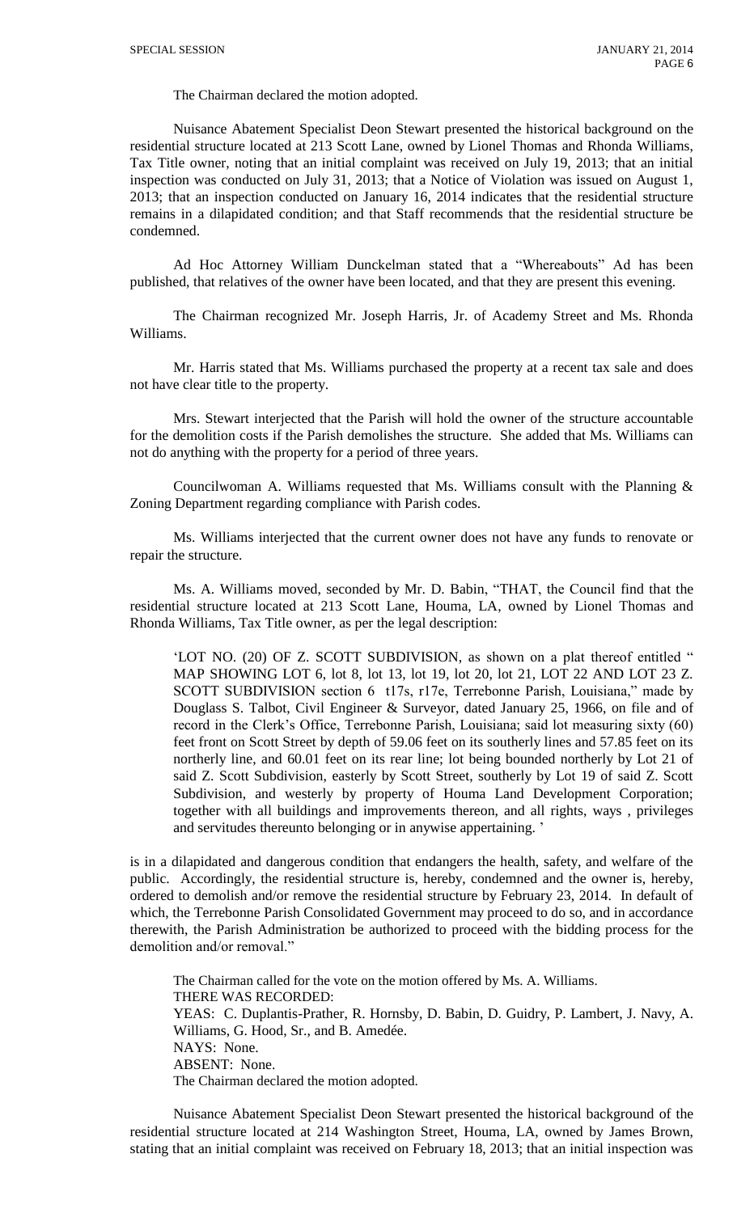The Chairman declared the motion adopted.

Nuisance Abatement Specialist Deon Stewart presented the historical background on the residential structure located at 213 Scott Lane, owned by Lionel Thomas and Rhonda Williams, Tax Title owner, noting that an initial complaint was received on July 19, 2013; that an initial inspection was conducted on July 31, 2013; that a Notice of Violation was issued on August 1, 2013; that an inspection conducted on January 16, 2014 indicates that the residential structure remains in a dilapidated condition; and that Staff recommends that the residential structure be condemned.

Ad Hoc Attorney William Dunckelman stated that a "Whereabouts" Ad has been published, that relatives of the owner have been located, and that they are present this evening.

The Chairman recognized Mr. Joseph Harris, Jr. of Academy Street and Ms. Rhonda Williams.

Mr. Harris stated that Ms. Williams purchased the property at a recent tax sale and does not have clear title to the property.

Mrs. Stewart interjected that the Parish will hold the owner of the structure accountable for the demolition costs if the Parish demolishes the structure. She added that Ms. Williams can not do anything with the property for a period of three years.

Councilwoman A. Williams requested that Ms. Williams consult with the Planning & Zoning Department regarding compliance with Parish codes.

Ms. Williams interjected that the current owner does not have any funds to renovate or repair the structure.

Ms. A. Williams moved, seconded by Mr. D. Babin, "THAT, the Council find that the residential structure located at 213 Scott Lane, Houma, LA, owned by Lionel Thomas and Rhonda Williams, Tax Title owner, as per the legal description:

> 'LOT NO. (20) OF Z. SCOTT SUBDIVISION, as shown on a plat thereof entitled " MAP SHOWING LOT 6, lot 8, lot 13, lot 19, lot 20, lot 21, LOT 22 AND LOT 23 Z. SCOTT SUBDIVISION section 6 t17s, r17e, Terrebonne Parish, Louisiana," made by Douglass S. Talbot, Civil Engineer & Surveyor, dated January 25, 1966, on file and of record in the Clerk's Office, Terrebonne Parish, Louisiana; said lot measuring sixty (60) feet front on Scott Street by depth of 59.06 feet on its southerly lines and 57.85 feet on its northerly line, and 60.01 feet on its rear line; lot being bounded northerly by Lot 21 of said Z. Scott Subdivision, easterly by Scott Street, southerly by Lot 19 of said Z. Scott Subdivision, and westerly by property of Houma Land Development Corporation; together with all buildings and improvements thereon, and all rights, ways , privileges and servitudes thereunto belonging or in anywise appertaining. '

is in a dilapidated and dangerous condition that endangers the health, safety, and welfare of the public. Accordingly, the residential structure is, hereby, condemned and the owner is, hereby, ordered to demolish and/or remove the residential structure by February 23, 2014. In default of which, the Terrebonne Parish Consolidated Government may proceed to do so, and in accordance therewith, the Parish Administration be authorized to proceed with the bidding process for the demolition and/or removal."

The Chairman called for the vote on the motion offered by Ms. A. Williams.
THERE WAS RECORDED:
YEAS: C. Duplantis-Prather, R. Hornsby, D. Babin, D. Guidry, P. Lambert, J. Navy, A. Williams, G. Hood, Sr., and B. Amedée.
NAYS: None.
ABSENT: None.
The Chairman declared the motion adopted.

Nuisance Abatement Specialist Deon Stewart presented the historical background of the residential structure located at 214 Washington Street, Houma, LA, owned by James Brown, stating that an initial complaint was received on February 18, 2013; that an initial inspection was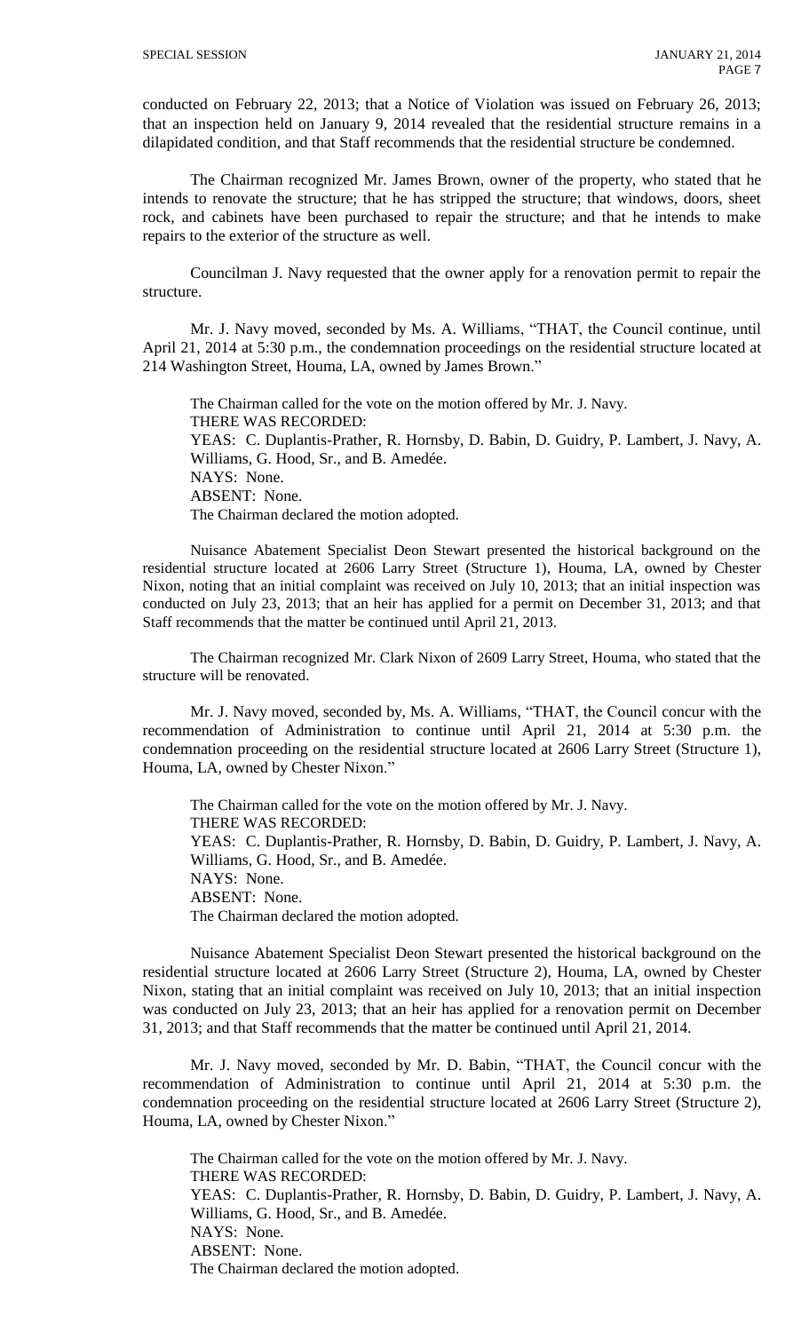conducted on February 22, 2013; that a Notice of Violation was issued on February 26, 2013; that an inspection held on January 9, 2014 revealed that the residential structure remains in a dilapidated condition, and that Staff recommends that the residential structure be condemned.

The Chairman recognized Mr. James Brown, owner of the property, who stated that he intends to renovate the structure; that he has stripped the structure; that windows, doors, sheet rock, and cabinets have been purchased to repair the structure; and that he intends to make repairs to the exterior of the structure as well.

Councilman J. Navy requested that the owner apply for a renovation permit to repair the structure.

Mr. J. Navy moved, seconded by Ms. A. Williams, "THAT, the Council continue, until April 21, 2014 at 5:30 p.m., the condemnation proceedings on the residential structure located at 214 Washington Street, Houma, LA, owned by James Brown."

The Chairman called for the vote on the motion offered by Mr. J. Navy.
THERE WAS RECORDED:
YEAS: C. Duplantis-Prather, R. Hornsby, D. Babin, D. Guidry, P. Lambert, J. Navy, A. Williams, G. Hood, Sr., and B. Amedée.
NAYS: None.
ABSENT: None.
The Chairman declared the motion adopted.

Nuisance Abatement Specialist Deon Stewart presented the historical background on the residential structure located at 2606 Larry Street (Structure 1), Houma, LA, owned by Chester Nixon, noting that an initial complaint was received on July 10, 2013; that an initial inspection was conducted on July 23, 2013; that an heir has applied for a permit on December 31, 2013; and that Staff recommends that the matter be continued until April 21, 2013.

The Chairman recognized Mr. Clark Nixon of 2609 Larry Street, Houma, who stated that the structure will be renovated.

Mr. J. Navy moved, seconded by, Ms. A. Williams, "THAT, the Council concur with the recommendation of Administration to continue until April 21, 2014 at 5:30 p.m. the condemnation proceeding on the residential structure located at 2606 Larry Street (Structure 1), Houma, LA, owned by Chester Nixon."

The Chairman called for the vote on the motion offered by Mr. J. Navy.
THERE WAS RECORDED:
YEAS: C. Duplantis-Prather, R. Hornsby, D. Babin, D. Guidry, P. Lambert, J. Navy, A. Williams, G. Hood, Sr., and B. Amedée.
NAYS: None.
ABSENT: None.
The Chairman declared the motion adopted.

Nuisance Abatement Specialist Deon Stewart presented the historical background on the residential structure located at 2606 Larry Street (Structure 2), Houma, LA, owned by Chester Nixon, stating that an initial complaint was received on July 10, 2013; that an initial inspection was conducted on July 23, 2013; that an heir has applied for a renovation permit on December 31, 2013; and that Staff recommends that the matter be continued until April 21, 2014.

Mr. J. Navy moved, seconded by Mr. D. Babin, "THAT, the Council concur with the recommendation of Administration to continue until April 21, 2014 at 5:30 p.m. the condemnation proceeding on the residential structure located at 2606 Larry Street (Structure 2), Houma, LA, owned by Chester Nixon."

The Chairman called for the vote on the motion offered by Mr. J. Navy.
THERE WAS RECORDED:
YEAS: C. Duplantis-Prather, R. Hornsby, D. Babin, D. Guidry, P. Lambert, J. Navy, A. Williams, G. Hood, Sr., and B. Amedée.
NAYS: None.
ABSENT: None.
The Chairman declared the motion adopted.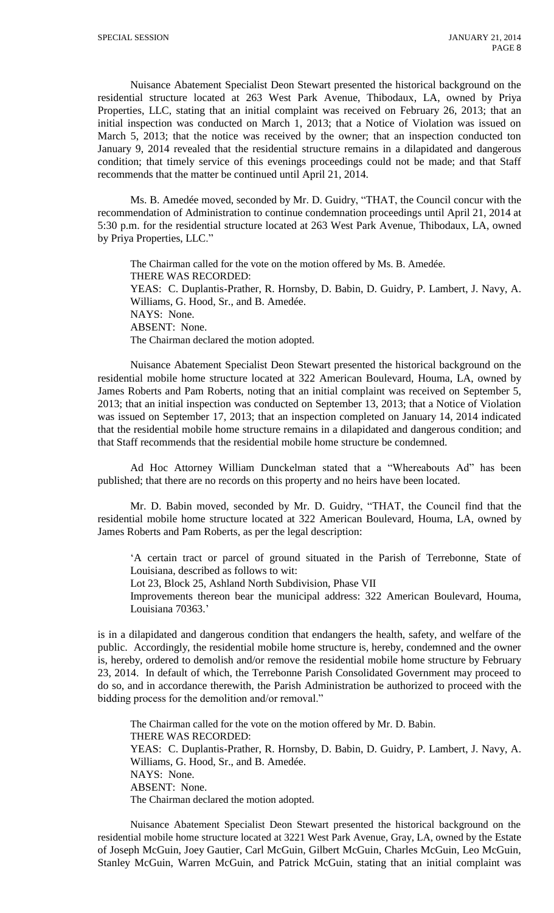Nuisance Abatement Specialist Deon Stewart presented the historical background on the residential structure located at 263 West Park Avenue, Thibodaux, LA, owned by Priya Properties, LLC, stating that an initial complaint was received on February 26, 2013; that an initial inspection was conducted on March 1, 2013; that a Notice of Violation was issued on March 5, 2013; that the notice was received by the owner; that an inspection conducted ton January 9, 2014 revealed that the residential structure remains in a dilapidated and dangerous condition; that timely service of this evenings proceedings could not be made; and that Staff recommends that the matter be continued until April 21, 2014.

Ms. B. Amedée moved, seconded by Mr. D. Guidry, "THAT, the Council concur with the recommendation of Administration to continue condemnation proceedings until April 21, 2014 at 5:30 p.m. for the residential structure located at 263 West Park Avenue, Thibodaux, LA, owned by Priya Properties, LLC."

The Chairman called for the vote on the motion offered by Ms. B. Amedée.
THERE WAS RECORDED:
YEAS: C. Duplantis-Prather, R. Hornsby, D. Babin, D. Guidry, P. Lambert, J. Navy, A. Williams, G. Hood, Sr., and B. Amedée.
NAYS: None.
ABSENT: None.
The Chairman declared the motion adopted.

Nuisance Abatement Specialist Deon Stewart presented the historical background on the residential mobile home structure located at 322 American Boulevard, Houma, LA, owned by James Roberts and Pam Roberts, noting that an initial complaint was received on September 5, 2013; that an initial inspection was conducted on September 13, 2013; that a Notice of Violation was issued on September 17, 2013; that an inspection completed on January 14, 2014 indicated that the residential mobile home structure remains in a dilapidated and dangerous condition; and that Staff recommends that the residential mobile home structure be condemned.

Ad Hoc Attorney William Dunckelman stated that a "Whereabouts Ad" has been published; that there are no records on this property and no heirs have been located.

Mr. D. Babin moved, seconded by Mr. D. Guidry, "THAT, the Council find that the residential mobile home structure located at 322 American Boulevard, Houma, LA, owned by James Roberts and Pam Roberts, as per the legal description:

> 'A certain tract or parcel of ground situated in the Parish of Terrebonne, State of Louisiana, described as follows to wit:
> Lot 23, Block 25, Ashland North Subdivision, Phase VII
> Improvements thereon bear the municipal address: 322 American Boulevard, Houma, Louisiana 70363.'

is in a dilapidated and dangerous condition that endangers the health, safety, and welfare of the public. Accordingly, the residential mobile home structure is, hereby, condemned and the owner is, hereby, ordered to demolish and/or remove the residential mobile home structure by February 23, 2014. In default of which, the Terrebonne Parish Consolidated Government may proceed to do so, and in accordance therewith, the Parish Administration be authorized to proceed with the bidding process for the demolition and/or removal."

The Chairman called for the vote on the motion offered by Mr. D. Babin.
THERE WAS RECORDED:
YEAS: C. Duplantis-Prather, R. Hornsby, D. Babin, D. Guidry, P. Lambert, J. Navy, A. Williams, G. Hood, Sr., and B. Amedée.
NAYS: None.
ABSENT: None.
The Chairman declared the motion adopted.

Nuisance Abatement Specialist Deon Stewart presented the historical background on the residential mobile home structure located at 3221 West Park Avenue, Gray, LA, owned by the Estate of Joseph McGuin, Joey Gautier, Carl McGuin, Gilbert McGuin, Charles McGuin, Leo McGuin, Stanley McGuin, Warren McGuin, and Patrick McGuin, stating that an initial complaint was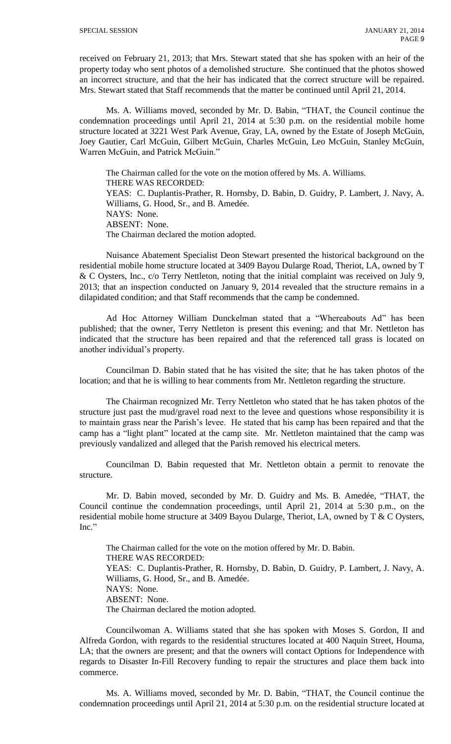received on February 21, 2013; that Mrs. Stewart stated that she has spoken with an heir of the property today who sent photos of a demolished structure. She continued that the photos showed an incorrect structure, and that the heir has indicated that the correct structure will be repaired. Mrs. Stewart stated that Staff recommends that the matter be continued until April 21, 2014.

Ms. A. Williams moved, seconded by Mr. D. Babin, "THAT, the Council continue the condemnation proceedings until April 21, 2014 at 5:30 p.m. on the residential mobile home structure located at 3221 West Park Avenue, Gray, LA, owned by the Estate of Joseph McGuin, Joey Gautier, Carl McGuin, Gilbert McGuin, Charles McGuin, Leo McGuin, Stanley McGuin, Warren McGuin, and Patrick McGuin."

The Chairman called for the vote on the motion offered by Ms. A. Williams.
THERE WAS RECORDED:
YEAS: C. Duplantis-Prather, R. Hornsby, D. Babin, D. Guidry, P. Lambert, J. Navy, A. Williams, G. Hood, Sr., and B. Amedée.
NAYS: None.
ABSENT: None.
The Chairman declared the motion adopted.

Nuisance Abatement Specialist Deon Stewart presented the historical background on the residential mobile home structure located at 3409 Bayou Dularge Road, Theriot, LA, owned by T & C Oysters, Inc., c/o Terry Nettleton, noting that the initial complaint was received on July 9, 2013; that an inspection conducted on January 9, 2014 revealed that the structure remains in a dilapidated condition; and that Staff recommends that the camp be condemned.

Ad Hoc Attorney William Dunckelman stated that a "Whereabouts Ad" has been published; that the owner, Terry Nettleton is present this evening; and that Mr. Nettleton has indicated that the structure has been repaired and that the referenced tall grass is located on another individual's property.

Councilman D. Babin stated that he has visited the site; that he has taken photos of the location; and that he is willing to hear comments from Mr. Nettleton regarding the structure.

The Chairman recognized Mr. Terry Nettleton who stated that he has taken photos of the structure just past the mud/gravel road next to the levee and questions whose responsibility it is to maintain grass near the Parish's levee. He stated that his camp has been repaired and that the camp has a "light plant" located at the camp site. Mr. Nettleton maintained that the camp was previously vandalized and alleged that the Parish removed his electrical meters.

Councilman D. Babin requested that Mr. Nettleton obtain a permit to renovate the structure.

Mr. D. Babin moved, seconded by Mr. D. Guidry and Ms. B. Amedée, "THAT, the Council continue the condemnation proceedings, until April 21, 2014 at 5:30 p.m., on the residential mobile home structure at 3409 Bayou Dularge, Theriot, LA, owned by T & C Oysters, Inc."

The Chairman called for the vote on the motion offered by Mr. D. Babin.
THERE WAS RECORDED:
YEAS: C. Duplantis-Prather, R. Hornsby, D. Babin, D. Guidry, P. Lambert, J. Navy, A. Williams, G. Hood, Sr., and B. Amedée.
NAYS: None.
ABSENT: None.
The Chairman declared the motion adopted.

Councilwoman A. Williams stated that she has spoken with Moses S. Gordon, II and Alfreda Gordon, with regards to the residential structures located at 400 Naquin Street, Houma, LA; that the owners are present; and that the owners will contact Options for Independence with regards to Disaster In-Fill Recovery funding to repair the structures and place them back into commerce.

Ms. A. Williams moved, seconded by Mr. D. Babin, "THAT, the Council continue the condemnation proceedings until April 21, 2014 at 5:30 p.m. on the residential structure located at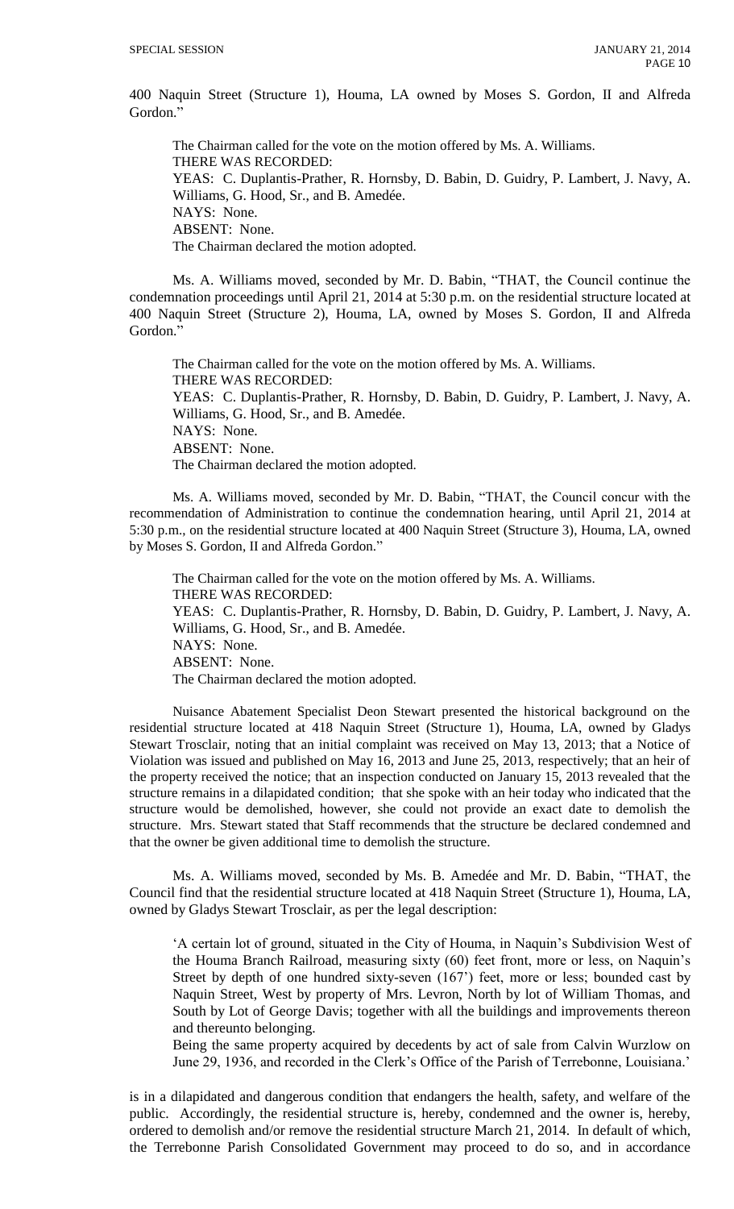400 Naquin Street (Structure 1), Houma, LA owned by Moses S. Gordon, II and Alfreda Gordon."

The Chairman called for the vote on the motion offered by Ms. A. Williams.
THERE WAS RECORDED:
YEAS: C. Duplantis-Prather, R. Hornsby, D. Babin, D. Guidry, P. Lambert, J. Navy, A. Williams, G. Hood, Sr., and B. Amedée.
NAYS: None.
ABSENT: None.
The Chairman declared the motion adopted.

Ms. A. Williams moved, seconded by Mr. D. Babin, "THAT, the Council continue the condemnation proceedings until April 21, 2014 at 5:30 p.m. on the residential structure located at 400 Naquin Street (Structure 2), Houma, LA, owned by Moses S. Gordon, II and Alfreda Gordon."

The Chairman called for the vote on the motion offered by Ms. A. Williams.
THERE WAS RECORDED:
YEAS: C. Duplantis-Prather, R. Hornsby, D. Babin, D. Guidry, P. Lambert, J. Navy, A. Williams, G. Hood, Sr., and B. Amedée.
NAYS: None.
ABSENT: None.
The Chairman declared the motion adopted.

Ms. A. Williams moved, seconded by Mr. D. Babin, "THAT, the Council concur with the recommendation of Administration to continue the condemnation hearing, until April 21, 2014 at 5:30 p.m., on the residential structure located at 400 Naquin Street (Structure 3), Houma, LA, owned by Moses S. Gordon, II and Alfreda Gordon."

The Chairman called for the vote on the motion offered by Ms. A. Williams.
THERE WAS RECORDED:
YEAS: C. Duplantis-Prather, R. Hornsby, D. Babin, D. Guidry, P. Lambert, J. Navy, A. Williams, G. Hood, Sr., and B. Amedée.
NAYS: None.
ABSENT: None.
The Chairman declared the motion adopted.

Nuisance Abatement Specialist Deon Stewart presented the historical background on the residential structure located at 418 Naquin Street (Structure 1), Houma, LA, owned by Gladys Stewart Trosclair, noting that an initial complaint was received on May 13, 2013; that a Notice of Violation was issued and published on May 16, 2013 and June 25, 2013, respectively; that an heir of the property received the notice; that an inspection conducted on January 15, 2013 revealed that the structure remains in a dilapidated condition; that she spoke with an heir today who indicated that the structure would be demolished, however, she could not provide an exact date to demolish the structure. Mrs. Stewart stated that Staff recommends that the structure be declared condemned and that the owner be given additional time to demolish the structure.

Ms. A. Williams moved, seconded by Ms. B. Amedée and Mr. D. Babin, "THAT, the Council find that the residential structure located at 418 Naquin Street (Structure 1), Houma, LA, owned by Gladys Stewart Trosclair, as per the legal description:

> 'A certain lot of ground, situated in the City of Houma, in Naquin's Subdivision West of the Houma Branch Railroad, measuring sixty (60) feet front, more or less, on Naquin's Street by depth of one hundred sixty-seven (167') feet, more or less; bounded cast by Naquin Street, West by property of Mrs. Levron, North by lot of William Thomas, and South by Lot of George Davis; together with all the buildings and improvements thereon and thereunto belonging.
>
> Being the same property acquired by decedents by act of sale from Calvin Wurzlow on June 29, 1936, and recorded in the Clerk's Office of the Parish of Terrebonne, Louisiana.'

is in a dilapidated and dangerous condition that endangers the health, safety, and welfare of the public. Accordingly, the residential structure is, hereby, condemned and the owner is, hereby, ordered to demolish and/or remove the residential structure March 21, 2014. In default of which, the Terrebonne Parish Consolidated Government may proceed to do so, and in accordance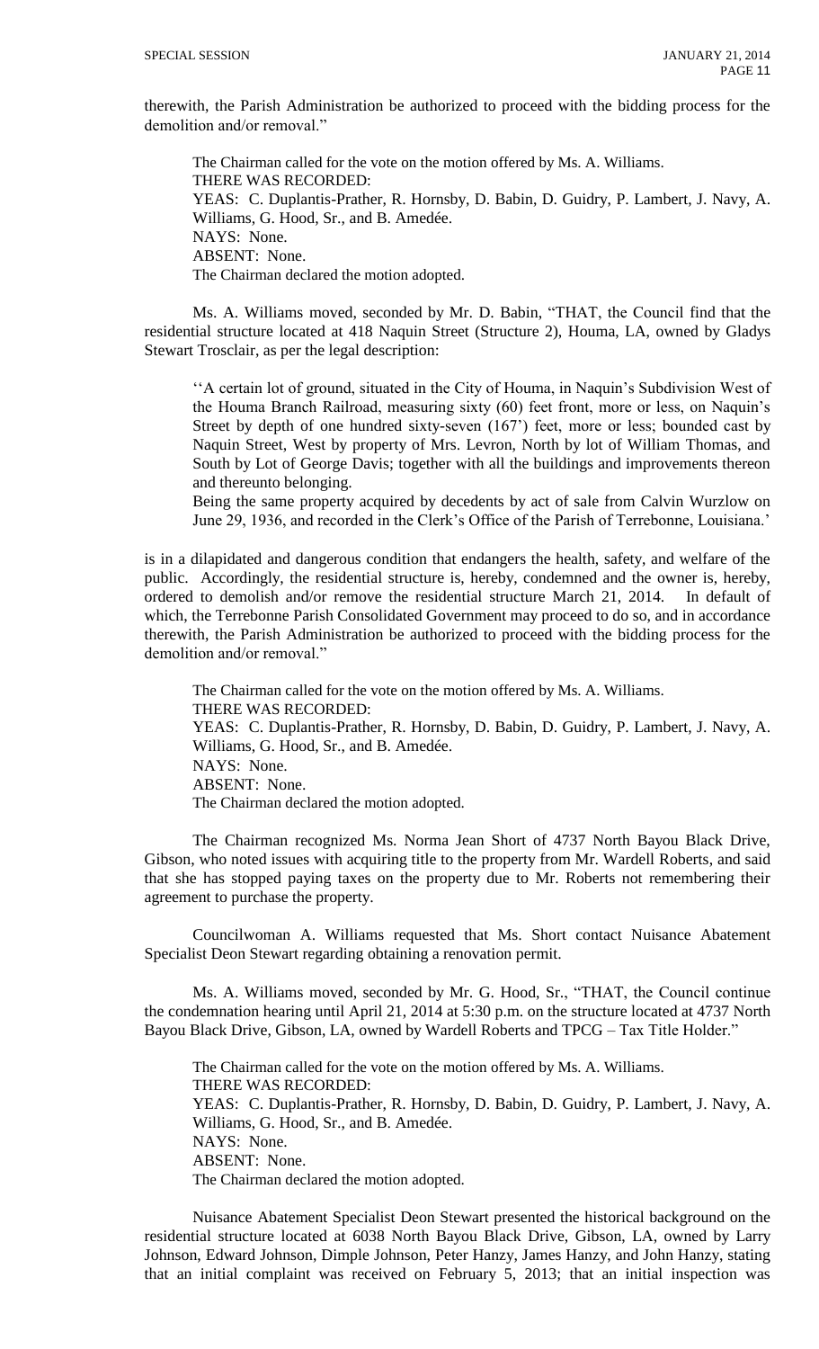therewith, the Parish Administration be authorized to proceed with the bidding process for the demolition and/or removal."

The Chairman called for the vote on the motion offered by Ms. A. Williams.
THERE WAS RECORDED:
YEAS: C. Duplantis-Prather, R. Hornsby, D. Babin, D. Guidry, P. Lambert, J. Navy, A. Williams, G. Hood, Sr., and B. Amedée.
NAYS: None.
ABSENT: None.
The Chairman declared the motion adopted.

Ms. A. Williams moved, seconded by Mr. D. Babin, "THAT, the Council find that the residential structure located at 418 Naquin Street (Structure 2), Houma, LA, owned by Gladys Stewart Trosclair, as per the legal description:

''A certain lot of ground, situated in the City of Houma, in Naquin's Subdivision West of the Houma Branch Railroad, measuring sixty (60) feet front, more or less, on Naquin's Street by depth of one hundred sixty-seven (167') feet, more or less; bounded cast by Naquin Street, West by property of Mrs. Levron, North by lot of William Thomas, and South by Lot of George Davis; together with all the buildings and improvements thereon and thereunto belonging.

Being the same property acquired by decedents by act of sale from Calvin Wurzlow on June 29, 1936, and recorded in the Clerk's Office of the Parish of Terrebonne, Louisiana.'

is in a dilapidated and dangerous condition that endangers the health, safety, and welfare of the public. Accordingly, the residential structure is, hereby, condemned and the owner is, hereby, ordered to demolish and/or remove the residential structure March 21, 2014. In default of which, the Terrebonne Parish Consolidated Government may proceed to do so, and in accordance therewith, the Parish Administration be authorized to proceed with the bidding process for the demolition and/or removal."

The Chairman called for the vote on the motion offered by Ms. A. Williams.
THERE WAS RECORDED:
YEAS: C. Duplantis-Prather, R. Hornsby, D. Babin, D. Guidry, P. Lambert, J. Navy, A. Williams, G. Hood, Sr., and B. Amedée.
NAYS: None.
ABSENT: None.
The Chairman declared the motion adopted.

The Chairman recognized Ms. Norma Jean Short of 4737 North Bayou Black Drive, Gibson, who noted issues with acquiring title to the property from Mr. Wardell Roberts, and said that she has stopped paying taxes on the property due to Mr. Roberts not remembering their agreement to purchase the property.

Councilwoman A. Williams requested that Ms. Short contact Nuisance Abatement Specialist Deon Stewart regarding obtaining a renovation permit.

Ms. A. Williams moved, seconded by Mr. G. Hood, Sr., "THAT, the Council continue the condemnation hearing until April 21, 2014 at 5:30 p.m. on the structure located at 4737 North Bayou Black Drive, Gibson, LA, owned by Wardell Roberts and TPCG – Tax Title Holder."

The Chairman called for the vote on the motion offered by Ms. A. Williams.
THERE WAS RECORDED:
YEAS: C. Duplantis-Prather, R. Hornsby, D. Babin, D. Guidry, P. Lambert, J. Navy, A. Williams, G. Hood, Sr., and B. Amedée.
NAYS: None.
ABSENT: None.
The Chairman declared the motion adopted.

Nuisance Abatement Specialist Deon Stewart presented the historical background on the residential structure located at 6038 North Bayou Black Drive, Gibson, LA, owned by Larry Johnson, Edward Johnson, Dimple Johnson, Peter Hanzy, James Hanzy, and John Hanzy, stating that an initial complaint was received on February 5, 2013; that an initial inspection was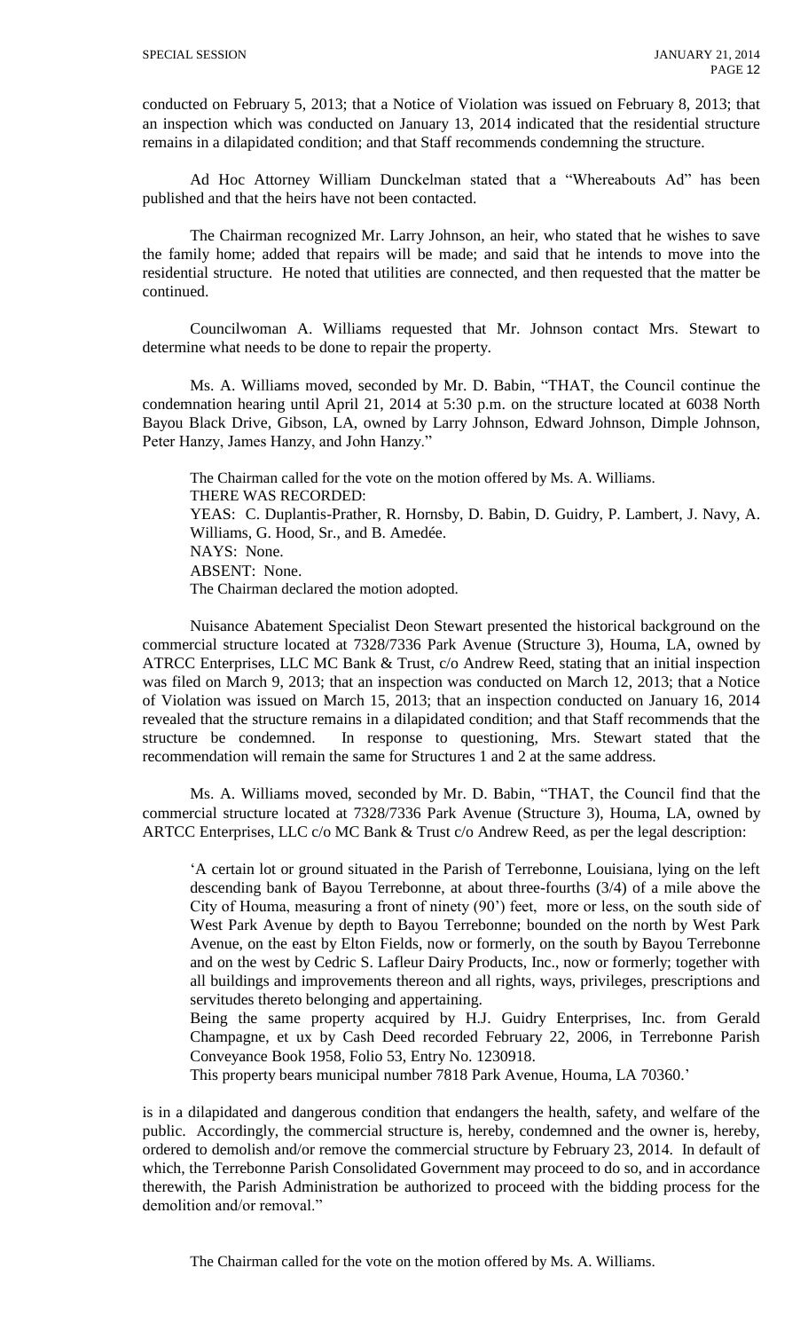conducted on February 5, 2013; that a Notice of Violation was issued on February 8, 2013; that an inspection which was conducted on January 13, 2014 indicated that the residential structure remains in a dilapidated condition; and that Staff recommends condemning the structure.

Ad Hoc Attorney William Dunckelman stated that a "Whereabouts Ad" has been published and that the heirs have not been contacted.

The Chairman recognized Mr. Larry Johnson, an heir, who stated that he wishes to save the family home; added that repairs will be made; and said that he intends to move into the residential structure. He noted that utilities are connected, and then requested that the matter be continued.

Councilwoman A. Williams requested that Mr. Johnson contact Mrs. Stewart to determine what needs to be done to repair the property.

Ms. A. Williams moved, seconded by Mr. D. Babin, "THAT, the Council continue the condemnation hearing until April 21, 2014 at 5:30 p.m. on the structure located at 6038 North Bayou Black Drive, Gibson, LA, owned by Larry Johnson, Edward Johnson, Dimple Johnson, Peter Hanzy, James Hanzy, and John Hanzy."

The Chairman called for the vote on the motion offered by Ms. A. Williams.
THERE WAS RECORDED:
YEAS: C. Duplantis-Prather, R. Hornsby, D. Babin, D. Guidry, P. Lambert, J. Navy, A. Williams, G. Hood, Sr., and B. Amedée.
NAYS: None.
ABSENT: None.
The Chairman declared the motion adopted.

Nuisance Abatement Specialist Deon Stewart presented the historical background on the commercial structure located at 7328/7336 Park Avenue (Structure 3), Houma, LA, owned by ATRCC Enterprises, LLC MC Bank & Trust, c/o Andrew Reed, stating that an initial inspection was filed on March 9, 2013; that an inspection was conducted on March 12, 2013; that a Notice of Violation was issued on March 15, 2013; that an inspection conducted on January 16, 2014 revealed that the structure remains in a dilapidated condition; and that Staff recommends that the structure be condemned. In response to questioning, Mrs. Stewart stated that the recommendation will remain the same for Structures 1 and 2 at the same address.

Ms. A. Williams moved, seconded by Mr. D. Babin, "THAT, the Council find that the commercial structure located at 7328/7336 Park Avenue (Structure 3), Houma, LA, owned by ARTCC Enterprises, LLC c/o MC Bank & Trust c/o Andrew Reed, as per the legal description:

> 'A certain lot or ground situated in the Parish of Terrebonne, Louisiana, lying on the left descending bank of Bayou Terrebonne, at about three-fourths (3/4) of a mile above the City of Houma, measuring a front of ninety (90') feet, more or less, on the south side of West Park Avenue by depth to Bayou Terrebonne; bounded on the north by West Park Avenue, on the east by Elton Fields, now or formerly, on the south by Bayou Terrebonne and on the west by Cedric S. Lafleur Dairy Products, Inc., now or formerly; together with all buildings and improvements thereon and all rights, ways, privileges, prescriptions and servitudes thereto belonging and appertaining.
>
> Being the same property acquired by H.J. Guidry Enterprises, Inc. from Gerald Champagne, et ux by Cash Deed recorded February 22, 2006, in Terrebonne Parish Conveyance Book 1958, Folio 53, Entry No. 1230918.
>
> This property bears municipal number 7818 Park Avenue, Houma, LA 70360.'

is in a dilapidated and dangerous condition that endangers the health, safety, and welfare of the public. Accordingly, the commercial structure is, hereby, condemned and the owner is, hereby, ordered to demolish and/or remove the commercial structure by February 23, 2014. In default of which, the Terrebonne Parish Consolidated Government may proceed to do so, and in accordance therewith, the Parish Administration be authorized to proceed with the bidding process for the demolition and/or removal."

The Chairman called for the vote on the motion offered by Ms. A. Williams.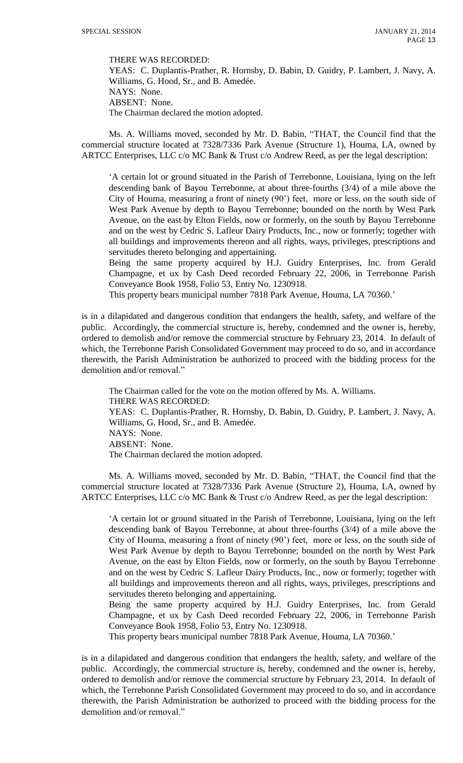THERE WAS RECORDED:
YEAS: C. Duplantis-Prather, R. Hornsby, D. Babin, D. Guidry, P. Lambert, J. Navy, A. Williams, G. Hood, Sr., and B. Amedée.
NAYS: None.
ABSENT: None.
The Chairman declared the motion adopted.

Ms. A. Williams moved, seconded by Mr. D. Babin, "THAT, the Council find that the commercial structure located at 7328/7336 Park Avenue (Structure 1), Houma, LA, owned by ARTCC Enterprises, LLC c/o MC Bank & Trust c/o Andrew Reed, as per the legal description:

> 'A certain lot or ground situated in the Parish of Terrebonne, Louisiana, lying on the left descending bank of Bayou Terrebonne, at about three-fourths (3/4) of a mile above the City of Houma, measuring a front of ninety (90') feet, more or less, on the south side of West Park Avenue by depth to Bayou Terrebonne; bounded on the north by West Park Avenue, on the east by Elton Fields, now or formerly, on the south by Bayou Terrebonne and on the west by Cedric S. Lafleur Dairy Products, Inc., now or formerly; together with all buildings and improvements thereon and all rights, ways, privileges, prescriptions and servitudes thereto belonging and appertaining.
> Being the same property acquired by H.J. Guidry Enterprises, Inc. from Gerald Champagne, et ux by Cash Deed recorded February 22, 2006, in Terrebonne Parish Conveyance Book 1958, Folio 53, Entry No. 1230918.
> This property bears municipal number 7818 Park Avenue, Houma, LA 70360.'

is in a dilapidated and dangerous condition that endangers the health, safety, and welfare of the public. Accordingly, the commercial structure is, hereby, condemned and the owner is, hereby, ordered to demolish and/or remove the commercial structure by February 23, 2014. In default of which, the Terrebonne Parish Consolidated Government may proceed to do so, and in accordance therewith, the Parish Administration be authorized to proceed with the bidding process for the demolition and/or removal."

The Chairman called for the vote on the motion offered by Ms. A. Williams.
THERE WAS RECORDED:
YEAS: C. Duplantis-Prather, R. Hornsby, D. Babin, D. Guidry, P. Lambert, J. Navy, A. Williams, G. Hood, Sr., and B. Amedée.
NAYS: None.
ABSENT: None.
The Chairman declared the motion adopted.

Ms. A. Williams moved, seconded by Mr. D. Babin, "THAT, the Council find that the commercial structure located at 7328/7336 Park Avenue (Structure 2), Houma, LA, owned by ARTCC Enterprises, LLC c/o MC Bank & Trust c/o Andrew Reed, as per the legal description:

> 'A certain lot or ground situated in the Parish of Terrebonne, Louisiana, lying on the left descending bank of Bayou Terrebonne, at about three-fourths (3/4) of a mile above the City of Houma, measuring a front of ninety (90') feet, more or less, on the south side of West Park Avenue by depth to Bayou Terrebonne; bounded on the north by West Park Avenue, on the east by Elton Fields, now or formerly, on the south by Bayou Terrebonne and on the west by Cedric S. Lafleur Dairy Products, Inc., now or formerly; together with all buildings and improvements thereon and all rights, ways, privileges, prescriptions and servitudes thereto belonging and appertaining.
> Being the same property acquired by H.J. Guidry Enterprises, Inc. from Gerald Champagne, et ux by Cash Deed recorded February 22, 2006, in Terrebonne Parish Conveyance Book 1958, Folio 53, Entry No. 1230918.
> This property bears municipal number 7818 Park Avenue, Houma, LA 70360.'

is in a dilapidated and dangerous condition that endangers the health, safety, and welfare of the public. Accordingly, the commercial structure is, hereby, condemned and the owner is, hereby, ordered to demolish and/or remove the commercial structure by February 23, 2014. In default of which, the Terrebonne Parish Consolidated Government may proceed to do so, and in accordance therewith, the Parish Administration be authorized to proceed with the bidding process for the demolition and/or removal."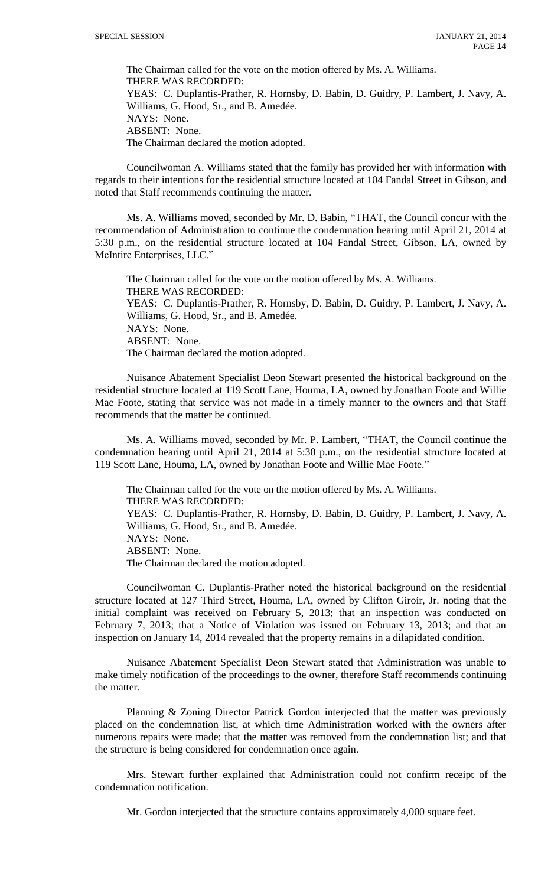The Chairman called for the vote on the motion offered by Ms. A. Williams.
THERE WAS RECORDED:
YEAS: C. Duplantis-Prather, R. Hornsby, D. Babin, D. Guidry, P. Lambert, J. Navy, A. Williams, G. Hood, Sr., and B. Amedée.
NAYS: None.
ABSENT: None.
The Chairman declared the motion adopted.

Councilwoman A. Williams stated that the family has provided her with information with regards to their intentions for the residential structure located at 104 Fandal Street in Gibson, and noted that Staff recommends continuing the matter.

Ms. A. Williams moved, seconded by Mr. D. Babin, "THAT, the Council concur with the recommendation of Administration to continue the condemnation hearing until April 21, 2014 at 5:30 p.m., on the residential structure located at 104 Fandal Street, Gibson, LA, owned by McIntire Enterprises, LLC."

The Chairman called for the vote on the motion offered by Ms. A. Williams.
THERE WAS RECORDED:
YEAS: C. Duplantis-Prather, R. Hornsby, D. Babin, D. Guidry, P. Lambert, J. Navy, A. Williams, G. Hood, Sr., and B. Amedée.
NAYS: None.
ABSENT: None.
The Chairman declared the motion adopted.

Nuisance Abatement Specialist Deon Stewart presented the historical background on the residential structure located at 119 Scott Lane, Houma, LA, owned by Jonathan Foote and Willie Mae Foote, stating that service was not made in a timely manner to the owners and that Staff recommends that the matter be continued.

Ms. A. Williams moved, seconded by Mr. P. Lambert, "THAT, the Council continue the condemnation hearing until April 21, 2014 at 5:30 p.m., on the residential structure located at 119 Scott Lane, Houma, LA, owned by Jonathan Foote and Willie Mae Foote."

The Chairman called for the vote on the motion offered by Ms. A. Williams.
THERE WAS RECORDED:
YEAS: C. Duplantis-Prather, R. Hornsby, D. Babin, D. Guidry, P. Lambert, J. Navy, A. Williams, G. Hood, Sr., and B. Amedée.
NAYS: None.
ABSENT: None.
The Chairman declared the motion adopted.

Councilwoman C. Duplantis-Prather noted the historical background on the residential structure located at 127 Third Street, Houma, LA, owned by Clifton Giroir, Jr. noting that the initial complaint was received on February 5, 2013; that an inspection was conducted on February 7, 2013; that a Notice of Violation was issued on February 13, 2013; and that an inspection on January 14, 2014 revealed that the property remains in a dilapidated condition.

Nuisance Abatement Specialist Deon Stewart stated that Administration was unable to make timely notification of the proceedings to the owner, therefore Staff recommends continuing the matter.

Planning & Zoning Director Patrick Gordon interjected that the matter was previously placed on the condemnation list, at which time Administration worked with the owners after numerous repairs were made; that the matter was removed from the condemnation list; and that the structure is being considered for condemnation once again.

Mrs. Stewart further explained that Administration could not confirm receipt of the condemnation notification.

Mr. Gordon interjected that the structure contains approximately 4,000 square feet.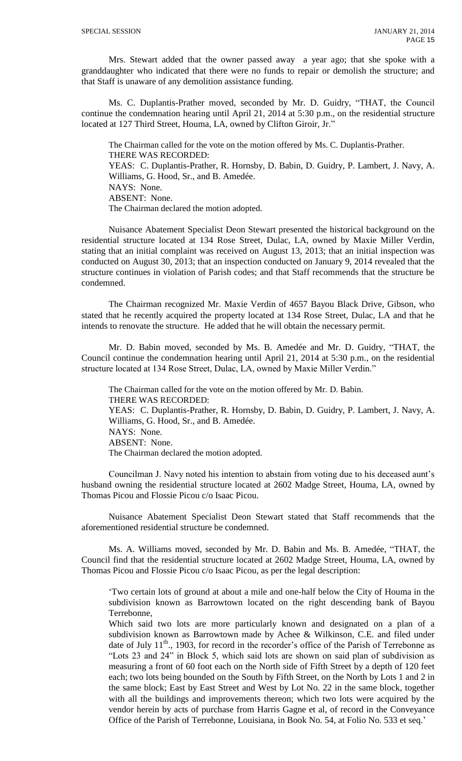Mrs. Stewart added that the owner passed away a year ago; that she spoke with a granddaughter who indicated that there were no funds to repair or demolish the structure; and that Staff is unaware of any demolition assistance funding.

Ms. C. Duplantis-Prather moved, seconded by Mr. D. Guidry, "THAT, the Council continue the condemnation hearing until April 21, 2014 at 5:30 p.m., on the residential structure located at 127 Third Street, Houma, LA, owned by Clifton Giroir, Jr."

The Chairman called for the vote on the motion offered by Ms. C. Duplantis-Prather.
THERE WAS RECORDED:
YEAS: C. Duplantis-Prather, R. Hornsby, D. Babin, D. Guidry, P. Lambert, J. Navy, A. Williams, G. Hood, Sr., and B. Amedée.
NAYS: None.
ABSENT: None.
The Chairman declared the motion adopted.

Nuisance Abatement Specialist Deon Stewart presented the historical background on the residential structure located at 134 Rose Street, Dulac, LA, owned by Maxie Miller Verdin, stating that an initial complaint was received on August 13, 2013; that an initial inspection was conducted on August 30, 2013; that an inspection conducted on January 9, 2014 revealed that the structure continues in violation of Parish codes; and that Staff recommends that the structure be condemned.

The Chairman recognized Mr. Maxie Verdin of 4657 Bayou Black Drive, Gibson, who stated that he recently acquired the property located at 134 Rose Street, Dulac, LA and that he intends to renovate the structure. He added that he will obtain the necessary permit.

Mr. D. Babin moved, seconded by Ms. B. Amedée and Mr. D. Guidry, "THAT, the Council continue the condemnation hearing until April 21, 2014 at 5:30 p.m., on the residential structure located at 134 Rose Street, Dulac, LA, owned by Maxie Miller Verdin."

The Chairman called for the vote on the motion offered by Mr. D. Babin.
THERE WAS RECORDED:
YEAS: C. Duplantis-Prather, R. Hornsby, D. Babin, D. Guidry, P. Lambert, J. Navy, A. Williams, G. Hood, Sr., and B. Amedée.
NAYS: None.
ABSENT: None.
The Chairman declared the motion adopted.

Councilman J. Navy noted his intention to abstain from voting due to his deceased aunt's husband owning the residential structure located at 2602 Madge Street, Houma, LA, owned by Thomas Picou and Flossie Picou c/o Isaac Picou.

Nuisance Abatement Specialist Deon Stewart stated that Staff recommends that the aforementioned residential structure be condemned.

Ms. A. Williams moved, seconded by Mr. D. Babin and Ms. B. Amedée, "THAT, the Council find that the residential structure located at 2602 Madge Street, Houma, LA, owned by Thomas Picou and Flossie Picou c/o Isaac Picou, as per the legal description:

> 'Two certain lots of ground at about a mile and one-half below the City of Houma in the subdivision known as Barrowtown located on the right descending bank of Bayou Terrebonne,
>
> Which said two lots are more particularly known and designated on a plan of a subdivision known as Barrowtown made by Achee & Wilkinson, C.E. and filed under date of July 11th., 1903, for record in the recorder's office of the Parish of Terrebonne as "Lots 23 and 24" in Block 5, which said lots are shown on said plan of subdivision as measuring a front of 60 foot each on the North side of Fifth Street by a depth of 120 feet each; two lots being bounded on the South by Fifth Street, on the North by Lots 1 and 2 in the same block; East by East Street and West by Lot No. 22 in the same block, together with all the buildings and improvements thereon; which two lots were acquired by the vendor herein by acts of purchase from Harris Gagne et al, of record in the Conveyance Office of the Parish of Terrebonne, Louisiana, in Book No. 54, at Folio No. 533 et seq.'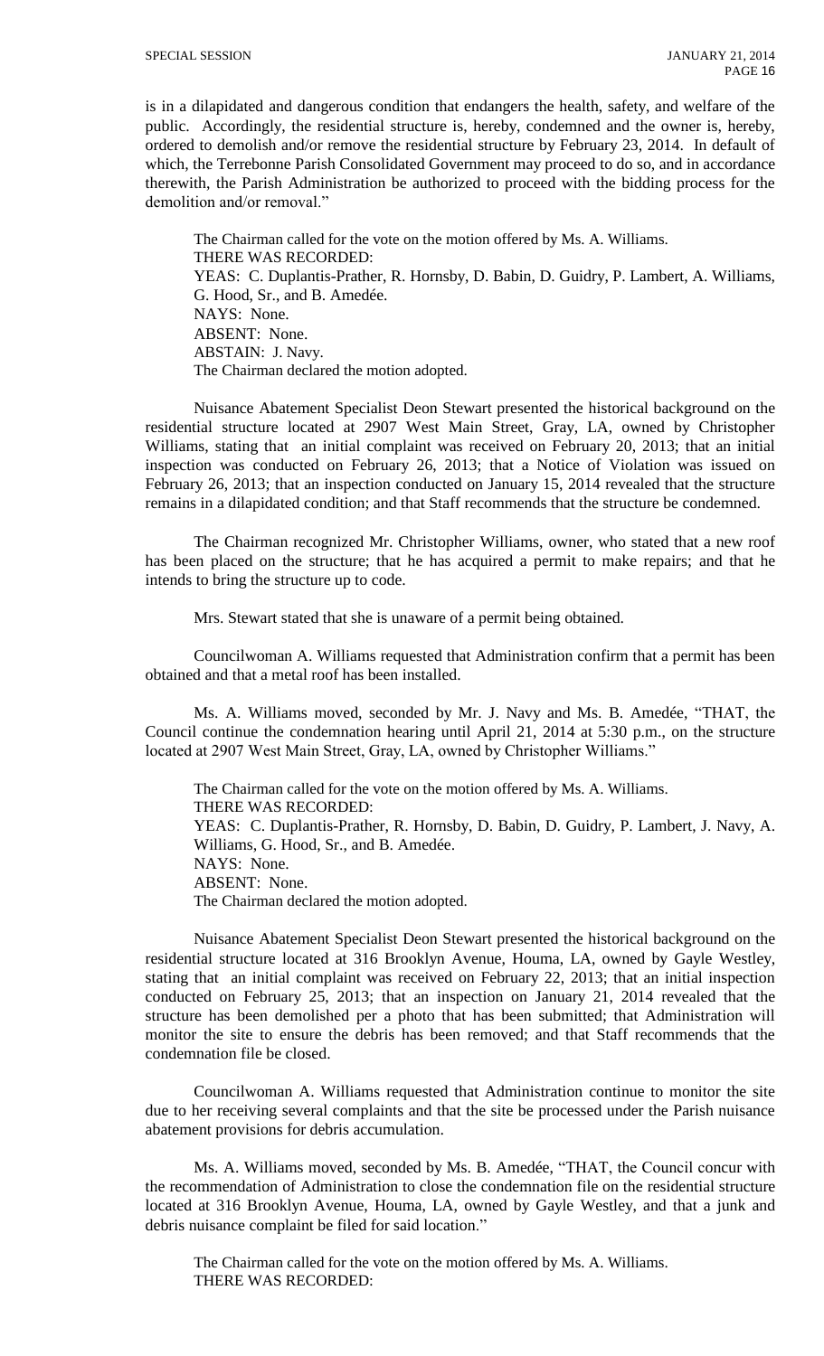is in a dilapidated and dangerous condition that endangers the health, safety, and welfare of the public. Accordingly, the residential structure is, hereby, condemned and the owner is, hereby, ordered to demolish and/or remove the residential structure by February 23, 2014. In default of which, the Terrebonne Parish Consolidated Government may proceed to do so, and in accordance therewith, the Parish Administration be authorized to proceed with the bidding process for the demolition and/or removal."

The Chairman called for the vote on the motion offered by Ms. A. Williams.
THERE WAS RECORDED:
YEAS: C. Duplantis-Prather, R. Hornsby, D. Babin, D. Guidry, P. Lambert, A. Williams, G. Hood, Sr., and B. Amedée.
NAYS: None.
ABSENT: None.
ABSTAIN: J. Navy.
The Chairman declared the motion adopted.

Nuisance Abatement Specialist Deon Stewart presented the historical background on the residential structure located at 2907 West Main Street, Gray, LA, owned by Christopher Williams, stating that an initial complaint was received on February 20, 2013; that an initial inspection was conducted on February 26, 2013; that a Notice of Violation was issued on February 26, 2013; that an inspection conducted on January 15, 2014 revealed that the structure remains in a dilapidated condition; and that Staff recommends that the structure be condemned.

The Chairman recognized Mr. Christopher Williams, owner, who stated that a new roof has been placed on the structure; that he has acquired a permit to make repairs; and that he intends to bring the structure up to code.

Mrs. Stewart stated that she is unaware of a permit being obtained.

Councilwoman A. Williams requested that Administration confirm that a permit has been obtained and that a metal roof has been installed.

Ms. A. Williams moved, seconded by Mr. J. Navy and Ms. B. Amedée, "THAT, the Council continue the condemnation hearing until April 21, 2014 at 5:30 p.m., on the structure located at 2907 West Main Street, Gray, LA, owned by Christopher Williams."

The Chairman called for the vote on the motion offered by Ms. A. Williams.
THERE WAS RECORDED:
YEAS: C. Duplantis-Prather, R. Hornsby, D. Babin, D. Guidry, P. Lambert, J. Navy, A. Williams, G. Hood, Sr., and B. Amedée.
NAYS: None.
ABSENT: None.
The Chairman declared the motion adopted.

Nuisance Abatement Specialist Deon Stewart presented the historical background on the residential structure located at 316 Brooklyn Avenue, Houma, LA, owned by Gayle Westley, stating that an initial complaint was received on February 22, 2013; that an initial inspection conducted on February 25, 2013; that an inspection on January 21, 2014 revealed that the structure has been demolished per a photo that has been submitted; that Administration will monitor the site to ensure the debris has been removed; and that Staff recommends that the condemnation file be closed.

Councilwoman A. Williams requested that Administration continue to monitor the site due to her receiving several complaints and that the site be processed under the Parish nuisance abatement provisions for debris accumulation.

Ms. A. Williams moved, seconded by Ms. B. Amedée, "THAT, the Council concur with the recommendation of Administration to close the condemnation file on the residential structure located at 316 Brooklyn Avenue, Houma, LA, owned by Gayle Westley, and that a junk and debris nuisance complaint be filed for said location."

The Chairman called for the vote on the motion offered by Ms. A. Williams.
THERE WAS RECORDED: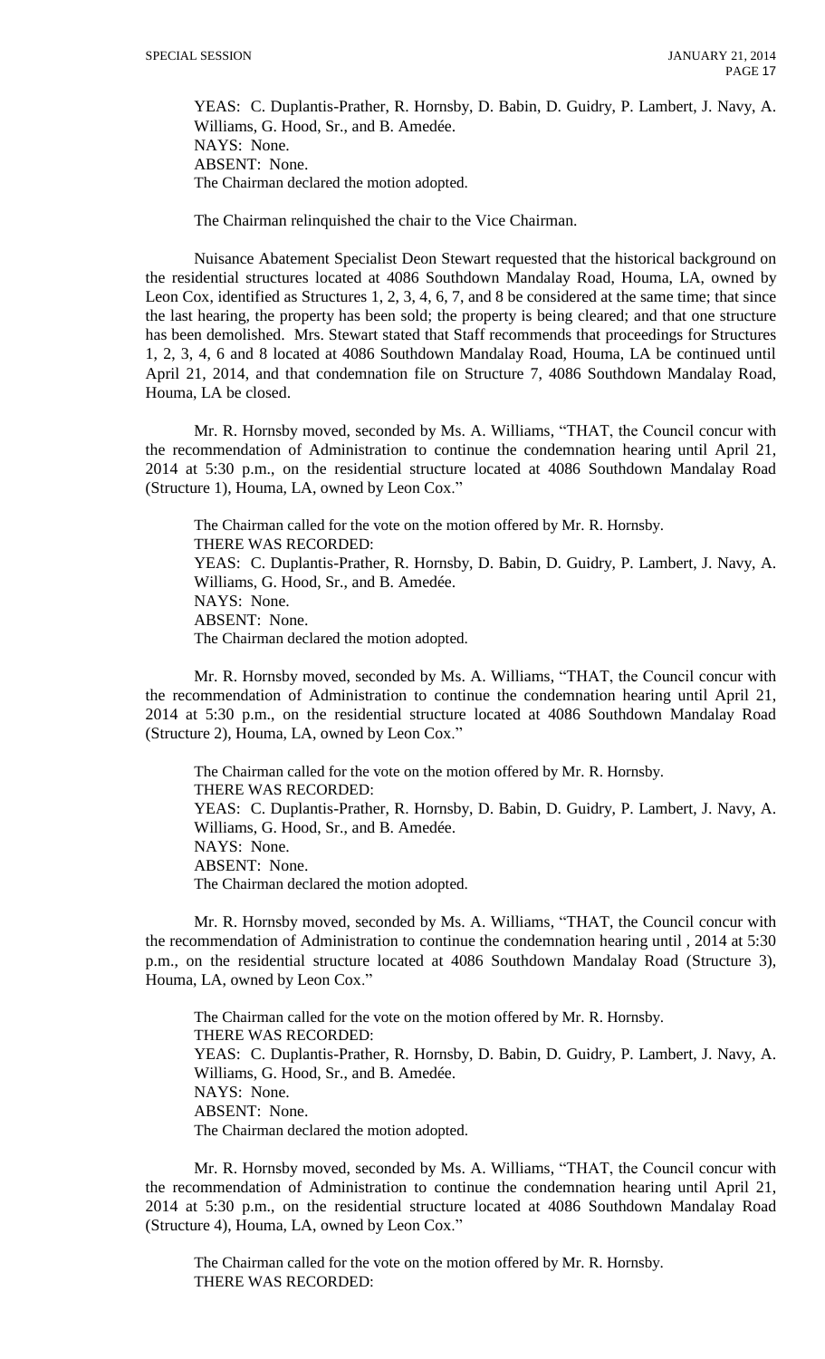YEAS: C. Duplantis-Prather, R. Hornsby, D. Babin, D. Guidry, P. Lambert, J. Navy, A. Williams, G. Hood, Sr., and B. Amedée.
NAYS: None.
ABSENT: None.
The Chairman declared the motion adopted.

The Chairman relinquished the chair to the Vice Chairman.

Nuisance Abatement Specialist Deon Stewart requested that the historical background on the residential structures located at 4086 Southdown Mandalay Road, Houma, LA, owned by Leon Cox, identified as Structures 1, 2, 3, 4, 6, 7, and 8 be considered at the same time; that since the last hearing, the property has been sold; the property is being cleared; and that one structure has been demolished. Mrs. Stewart stated that Staff recommends that proceedings for Structures 1, 2, 3, 4, 6 and 8 located at 4086 Southdown Mandalay Road, Houma, LA be continued until April 21, 2014, and that condemnation file on Structure 7, 4086 Southdown Mandalay Road, Houma, LA be closed.

Mr. R. Hornsby moved, seconded by Ms. A. Williams, "THAT, the Council concur with the recommendation of Administration to continue the condemnation hearing until April 21, 2014 at 5:30 p.m., on the residential structure located at 4086 Southdown Mandalay Road (Structure 1), Houma, LA, owned by Leon Cox."

The Chairman called for the vote on the motion offered by Mr. R. Hornsby.
THERE WAS RECORDED:
YEAS: C. Duplantis-Prather, R. Hornsby, D. Babin, D. Guidry, P. Lambert, J. Navy, A. Williams, G. Hood, Sr., and B. Amedée.
NAYS: None.
ABSENT: None.
The Chairman declared the motion adopted.

Mr. R. Hornsby moved, seconded by Ms. A. Williams, "THAT, the Council concur with the recommendation of Administration to continue the condemnation hearing until April 21, 2014 at 5:30 p.m., on the residential structure located at 4086 Southdown Mandalay Road (Structure 2), Houma, LA, owned by Leon Cox."

The Chairman called for the vote on the motion offered by Mr. R. Hornsby.
THERE WAS RECORDED:
YEAS: C. Duplantis-Prather, R. Hornsby, D. Babin, D. Guidry, P. Lambert, J. Navy, A. Williams, G. Hood, Sr., and B. Amedée.
NAYS: None.
ABSENT: None.
The Chairman declared the motion adopted.

Mr. R. Hornsby moved, seconded by Ms. A. Williams, "THAT, the Council concur with the recommendation of Administration to continue the condemnation hearing until , 2014 at 5:30 p.m., on the residential structure located at 4086 Southdown Mandalay Road (Structure 3), Houma, LA, owned by Leon Cox."

The Chairman called for the vote on the motion offered by Mr. R. Hornsby.
THERE WAS RECORDED:
YEAS: C. Duplantis-Prather, R. Hornsby, D. Babin, D. Guidry, P. Lambert, J. Navy, A. Williams, G. Hood, Sr., and B. Amedée.
NAYS: None.
ABSENT: None.
The Chairman declared the motion adopted.

Mr. R. Hornsby moved, seconded by Ms. A. Williams, "THAT, the Council concur with the recommendation of Administration to continue the condemnation hearing until April 21, 2014 at 5:30 p.m., on the residential structure located at 4086 Southdown Mandalay Road (Structure 4), Houma, LA, owned by Leon Cox."

The Chairman called for the vote on the motion offered by Mr. R. Hornsby.
THERE WAS RECORDED: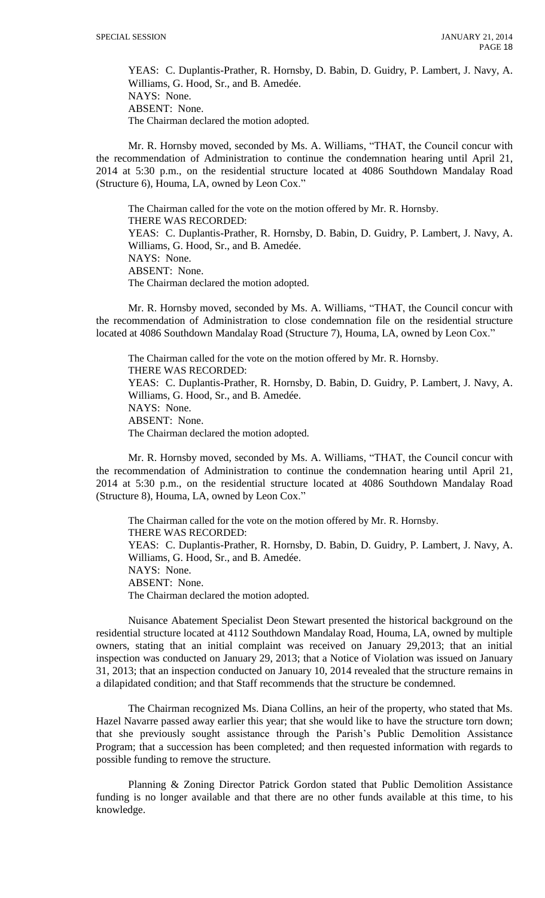YEAS: C. Duplantis-Prather, R. Hornsby, D. Babin, D. Guidry, P. Lambert, J. Navy, A. Williams, G. Hood, Sr., and B. Amedée.
NAYS: None.
ABSENT: None.
The Chairman declared the motion adopted.

Mr. R. Hornsby moved, seconded by Ms. A. Williams, "THAT, the Council concur with the recommendation of Administration to continue the condemnation hearing until April 21, 2014 at 5:30 p.m., on the residential structure located at 4086 Southdown Mandalay Road (Structure 6), Houma, LA, owned by Leon Cox."

The Chairman called for the vote on the motion offered by Mr. R. Hornsby.
THERE WAS RECORDED:
YEAS: C. Duplantis-Prather, R. Hornsby, D. Babin, D. Guidry, P. Lambert, J. Navy, A. Williams, G. Hood, Sr., and B. Amedée.
NAYS: None.
ABSENT: None.
The Chairman declared the motion adopted.

Mr. R. Hornsby moved, seconded by Ms. A. Williams, "THAT, the Council concur with the recommendation of Administration to close condemnation file on the residential structure located at 4086 Southdown Mandalay Road (Structure 7), Houma, LA, owned by Leon Cox."

The Chairman called for the vote on the motion offered by Mr. R. Hornsby.
THERE WAS RECORDED:
YEAS: C. Duplantis-Prather, R. Hornsby, D. Babin, D. Guidry, P. Lambert, J. Navy, A. Williams, G. Hood, Sr., and B. Amedée.
NAYS: None.
ABSENT: None.
The Chairman declared the motion adopted.

Mr. R. Hornsby moved, seconded by Ms. A. Williams, "THAT, the Council concur with the recommendation of Administration to continue the condemnation hearing until April 21, 2014 at 5:30 p.m., on the residential structure located at 4086 Southdown Mandalay Road (Structure 8), Houma, LA, owned by Leon Cox."

The Chairman called for the vote on the motion offered by Mr. R. Hornsby.
THERE WAS RECORDED:
YEAS: C. Duplantis-Prather, R. Hornsby, D. Babin, D. Guidry, P. Lambert, J. Navy, A. Williams, G. Hood, Sr., and B. Amedée.
NAYS: None.
ABSENT: None.
The Chairman declared the motion adopted.

Nuisance Abatement Specialist Deon Stewart presented the historical background on the residential structure located at 4112 Southdown Mandalay Road, Houma, LA, owned by multiple owners, stating that an initial complaint was received on January 29,2013; that an initial inspection was conducted on January 29, 2013; that a Notice of Violation was issued on January 31, 2013; that an inspection conducted on January 10, 2014 revealed that the structure remains in a dilapidated condition; and that Staff recommends that the structure be condemned.

The Chairman recognized Ms. Diana Collins, an heir of the property, who stated that Ms. Hazel Navarre passed away earlier this year; that she would like to have the structure torn down; that she previously sought assistance through the Parish's Public Demolition Assistance Program; that a succession has been completed; and then requested information with regards to possible funding to remove the structure.

Planning & Zoning Director Patrick Gordon stated that Public Demolition Assistance funding is no longer available and that there are no other funds available at this time, to his knowledge.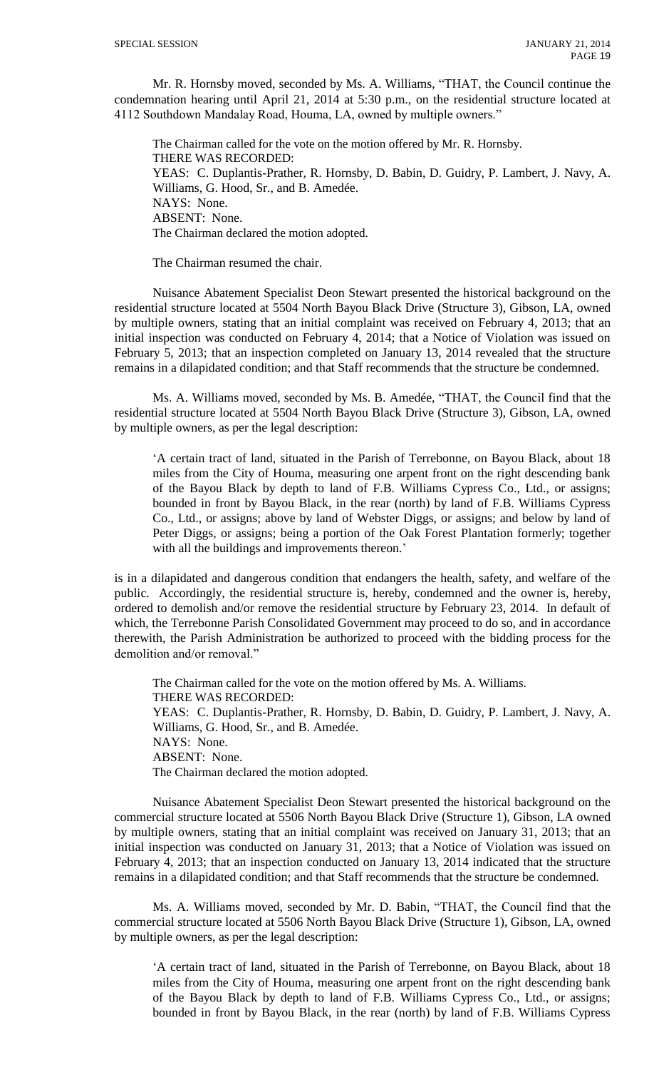Mr. R. Hornsby moved, seconded by Ms. A. Williams, "THAT, the Council continue the condemnation hearing until April 21, 2014 at 5:30 p.m., on the residential structure located at 4112 Southdown Mandalay Road, Houma, LA, owned by multiple owners."

The Chairman called for the vote on the motion offered by Mr. R. Hornsby.
THERE WAS RECORDED:
YEAS: C. Duplantis-Prather, R. Hornsby, D. Babin, D. Guidry, P. Lambert, J. Navy, A. Williams, G. Hood, Sr., and B. Amedée.
NAYS: None.
ABSENT: None.
The Chairman declared the motion adopted.

The Chairman resumed the chair.

Nuisance Abatement Specialist Deon Stewart presented the historical background on the residential structure located at 5504 North Bayou Black Drive (Structure 3), Gibson, LA, owned by multiple owners, stating that an initial complaint was received on February 4, 2013; that an initial inspection was conducted on February 4, 2014; that a Notice of Violation was issued on February 5, 2013; that an inspection completed on January 13, 2014 revealed that the structure remains in a dilapidated condition; and that Staff recommends that the structure be condemned.

Ms. A. Williams moved, seconded by Ms. B. Amedée, "THAT, the Council find that the residential structure located at 5504 North Bayou Black Drive (Structure 3), Gibson, LA, owned by multiple owners, as per the legal description:

> 'A certain tract of land, situated in the Parish of Terrebonne, on Bayou Black, about 18 miles from the City of Houma, measuring one arpent front on the right descending bank of the Bayou Black by depth to land of F.B. Williams Cypress Co., Ltd., or assigns; bounded in front by Bayou Black, in the rear (north) by land of F.B. Williams Cypress Co., Ltd., or assigns; above by land of Webster Diggs, or assigns; and below by land of Peter Diggs, or assigns; being a portion of the Oak Forest Plantation formerly; together with all the buildings and improvements thereon.'

is in a dilapidated and dangerous condition that endangers the health, safety, and welfare of the public. Accordingly, the residential structure is, hereby, condemned and the owner is, hereby, ordered to demolish and/or remove the residential structure by February 23, 2014. In default of which, the Terrebonne Parish Consolidated Government may proceed to do so, and in accordance therewith, the Parish Administration be authorized to proceed with the bidding process for the demolition and/or removal."

The Chairman called for the vote on the motion offered by Ms. A. Williams.
THERE WAS RECORDED:
YEAS: C. Duplantis-Prather, R. Hornsby, D. Babin, D. Guidry, P. Lambert, J. Navy, A. Williams, G. Hood, Sr., and B. Amedée.
NAYS: None.
ABSENT: None.
The Chairman declared the motion adopted.

Nuisance Abatement Specialist Deon Stewart presented the historical background on the commercial structure located at 5506 North Bayou Black Drive (Structure 1), Gibson, LA owned by multiple owners, stating that an initial complaint was received on January 31, 2013; that an initial inspection was conducted on January 31, 2013; that a Notice of Violation was issued on February 4, 2013; that an inspection conducted on January 13, 2014 indicated that the structure remains in a dilapidated condition; and that Staff recommends that the structure be condemned.

Ms. A. Williams moved, seconded by Mr. D. Babin, "THAT, the Council find that the commercial structure located at 5506 North Bayou Black Drive (Structure 1), Gibson, LA, owned by multiple owners, as per the legal description:

> 'A certain tract of land, situated in the Parish of Terrebonne, on Bayou Black, about 18 miles from the City of Houma, measuring one arpent front on the right descending bank of the Bayou Black by depth to land of F.B. Williams Cypress Co., Ltd., or assigns; bounded in front by Bayou Black, in the rear (north) by land of F.B. Williams Cypress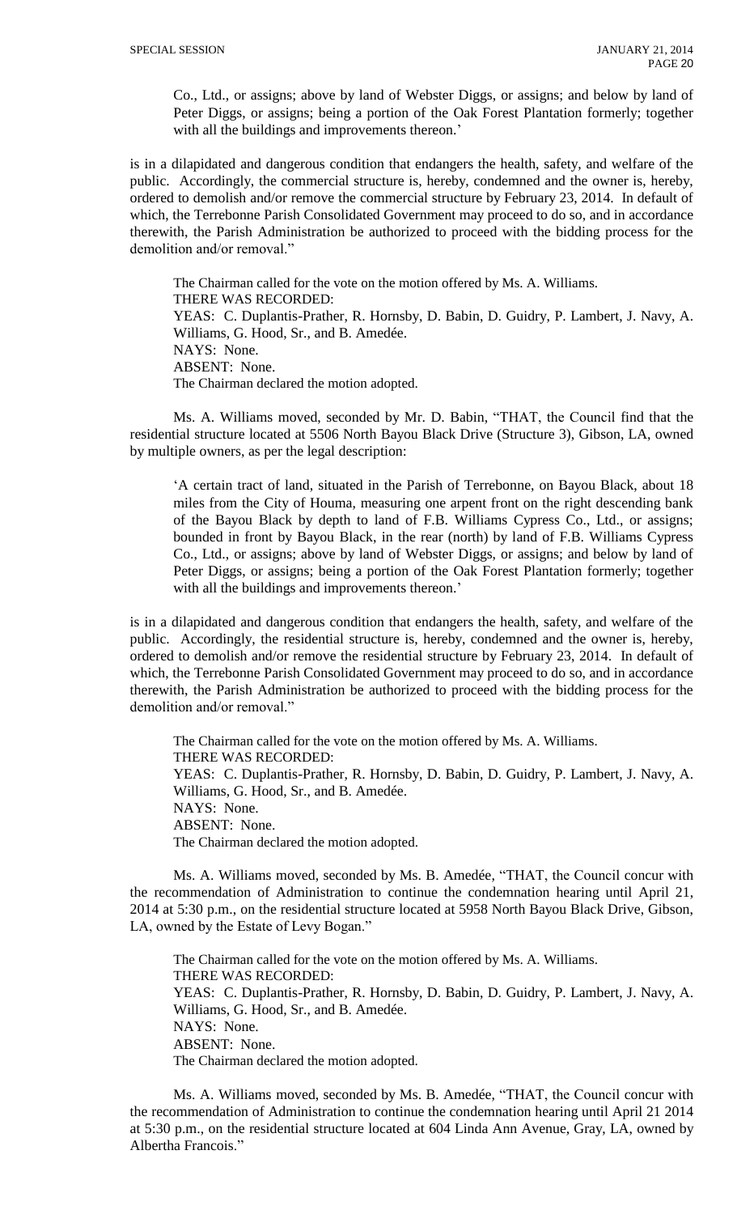Co., Ltd., or assigns; above by land of Webster Diggs, or assigns; and below by land of Peter Diggs, or assigns; being a portion of the Oak Forest Plantation formerly; together with all the buildings and improvements thereon.'

is in a dilapidated and dangerous condition that endangers the health, safety, and welfare of the public. Accordingly, the commercial structure is, hereby, condemned and the owner is, hereby, ordered to demolish and/or remove the commercial structure by February 23, 2014. In default of which, the Terrebonne Parish Consolidated Government may proceed to do so, and in accordance therewith, the Parish Administration be authorized to proceed with the bidding process for the demolition and/or removal."

The Chairman called for the vote on the motion offered by Ms. A. Williams.
THERE WAS RECORDED:
YEAS: C. Duplantis-Prather, R. Hornsby, D. Babin, D. Guidry, P. Lambert, J. Navy, A. Williams, G. Hood, Sr., and B. Amedée.
NAYS: None.
ABSENT: None.
The Chairman declared the motion adopted.

Ms. A. Williams moved, seconded by Mr. D. Babin, "THAT, the Council find that the residential structure located at 5506 North Bayou Black Drive (Structure 3), Gibson, LA, owned by multiple owners, as per the legal description:

'A certain tract of land, situated in the Parish of Terrebonne, on Bayou Black, about 18 miles from the City of Houma, measuring one arpent front on the right descending bank of the Bayou Black by depth to land of F.B. Williams Cypress Co., Ltd., or assigns; bounded in front by Bayou Black, in the rear (north) by land of F.B. Williams Cypress Co., Ltd., or assigns; above by land of Webster Diggs, or assigns; and below by land of Peter Diggs, or assigns; being a portion of the Oak Forest Plantation formerly; together with all the buildings and improvements thereon.'

is in a dilapidated and dangerous condition that endangers the health, safety, and welfare of the public. Accordingly, the residential structure is, hereby, condemned and the owner is, hereby, ordered to demolish and/or remove the residential structure by February 23, 2014. In default of which, the Terrebonne Parish Consolidated Government may proceed to do so, and in accordance therewith, the Parish Administration be authorized to proceed with the bidding process for the demolition and/or removal."

The Chairman called for the vote on the motion offered by Ms. A. Williams.
THERE WAS RECORDED:
YEAS: C. Duplantis-Prather, R. Hornsby, D. Babin, D. Guidry, P. Lambert, J. Navy, A. Williams, G. Hood, Sr., and B. Amedée.
NAYS: None.
ABSENT: None.
The Chairman declared the motion adopted.

Ms. A. Williams moved, seconded by Ms. B. Amedée, "THAT, the Council concur with the recommendation of Administration to continue the condemnation hearing until April 21, 2014 at 5:30 p.m., on the residential structure located at 5958 North Bayou Black Drive, Gibson, LA, owned by the Estate of Levy Bogan."

The Chairman called for the vote on the motion offered by Ms. A. Williams.
THERE WAS RECORDED:
YEAS: C. Duplantis-Prather, R. Hornsby, D. Babin, D. Guidry, P. Lambert, J. Navy, A. Williams, G. Hood, Sr., and B. Amedée.
NAYS: None.
ABSENT: None.
The Chairman declared the motion adopted.

Ms. A. Williams moved, seconded by Ms. B. Amedée, "THAT, the Council concur with the recommendation of Administration to continue the condemnation hearing until April 21 2014 at 5:30 p.m., on the residential structure located at 604 Linda Ann Avenue, Gray, LA, owned by Albertha Francois."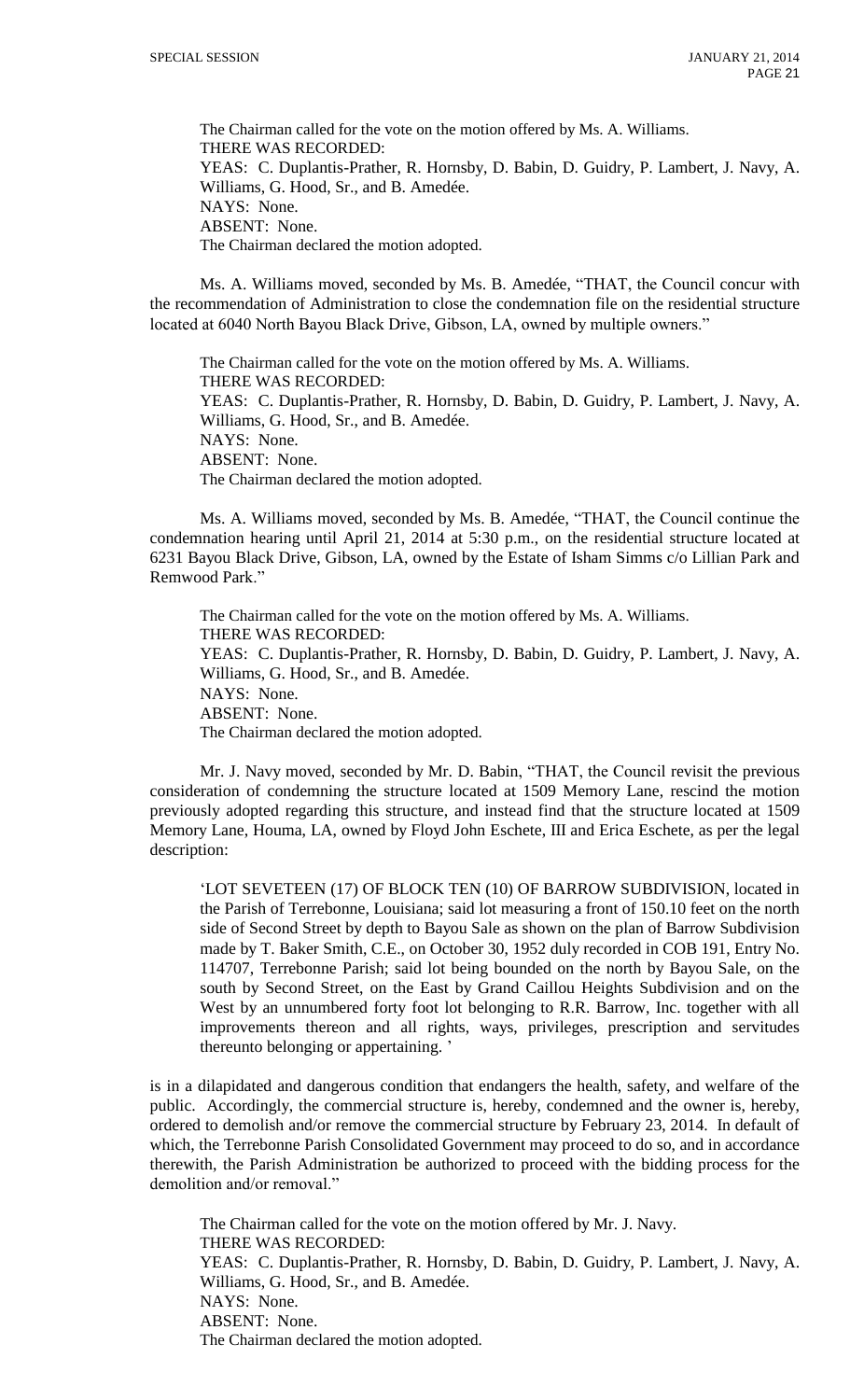The Chairman called for the vote on the motion offered by Ms. A. Williams.
THERE WAS RECORDED:
YEAS: C. Duplantis-Prather, R. Hornsby, D. Babin, D. Guidry, P. Lambert, J. Navy, A. Williams, G. Hood, Sr., and B. Amedée.
NAYS: None.
ABSENT: None.
The Chairman declared the motion adopted.

Ms. A. Williams moved, seconded by Ms. B. Amedée, "THAT, the Council concur with the recommendation of Administration to close the condemnation file on the residential structure located at 6040 North Bayou Black Drive, Gibson, LA, owned by multiple owners."

The Chairman called for the vote on the motion offered by Ms. A. Williams.
THERE WAS RECORDED:
YEAS: C. Duplantis-Prather, R. Hornsby, D. Babin, D. Guidry, P. Lambert, J. Navy, A. Williams, G. Hood, Sr., and B. Amedée.
NAYS: None.
ABSENT: None.
The Chairman declared the motion adopted.

Ms. A. Williams moved, seconded by Ms. B. Amedée, "THAT, the Council continue the condemnation hearing until April 21, 2014 at 5:30 p.m., on the residential structure located at 6231 Bayou Black Drive, Gibson, LA, owned by the Estate of Isham Simms c/o Lillian Park and Remwood Park."

The Chairman called for the vote on the motion offered by Ms. A. Williams.
THERE WAS RECORDED:
YEAS: C. Duplantis-Prather, R. Hornsby, D. Babin, D. Guidry, P. Lambert, J. Navy, A. Williams, G. Hood, Sr., and B. Amedée.
NAYS: None.
ABSENT: None.
The Chairman declared the motion adopted.

Mr. J. Navy moved, seconded by Mr. D. Babin, "THAT, the Council revisit the previous consideration of condemning the structure located at 1509 Memory Lane, rescind the motion previously adopted regarding this structure, and instead find that the structure located at 1509 Memory Lane, Houma, LA, owned by Floyd John Eschete, III and Erica Eschete, as per the legal description:

'LOT SEVETEEN (17) OF BLOCK TEN (10) OF BARROW SUBDIVISION, located in the Parish of Terrebonne, Louisiana; said lot measuring a front of 150.10 feet on the north side of Second Street by depth to Bayou Sale as shown on the plan of Barrow Subdivision made by T. Baker Smith, C.E., on October 30, 1952 duly recorded in COB 191, Entry No. 114707, Terrebonne Parish; said lot being bounded on the north by Bayou Sale, on the south by Second Street, on the East by Grand Caillou Heights Subdivision and on the West by an unnumbered forty foot lot belonging to R.R. Barrow, Inc. together with all improvements thereon and all rights, ways, privileges, prescription and servitudes thereunto belonging or appertaining. '

is in a dilapidated and dangerous condition that endangers the health, safety, and welfare of the public. Accordingly, the commercial structure is, hereby, condemned and the owner is, hereby, ordered to demolish and/or remove the commercial structure by February 23, 2014. In default of which, the Terrebonne Parish Consolidated Government may proceed to do so, and in accordance therewith, the Parish Administration be authorized to proceed with the bidding process for the demolition and/or removal."

The Chairman called for the vote on the motion offered by Mr. J. Navy.
THERE WAS RECORDED:
YEAS: C. Duplantis-Prather, R. Hornsby, D. Babin, D. Guidry, P. Lambert, J. Navy, A. Williams, G. Hood, Sr., and B. Amedée.
NAYS: None.
ABSENT: None.
The Chairman declared the motion adopted.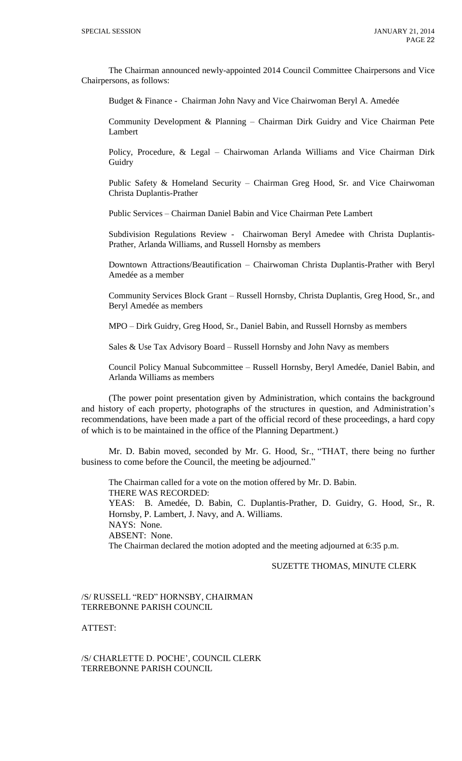The Chairman announced newly-appointed 2014 Council Committee Chairpersons and Vice Chairpersons, as follows:

Budget & Finance - Chairman John Navy and Vice Chairwoman Beryl A. Amedée

Community Development & Planning – Chairman Dirk Guidry and Vice Chairman Pete Lambert

Policy, Procedure, & Legal – Chairwoman Arlanda Williams and Vice Chairman Dirk Guidry

Public Safety & Homeland Security – Chairman Greg Hood, Sr. and Vice Chairwoman Christa Duplantis-Prather

Public Services – Chairman Daniel Babin and Vice Chairman Pete Lambert

Subdivision Regulations Review - Chairwoman Beryl Amedee with Christa Duplantis-Prather, Arlanda Williams, and Russell Hornsby as members

Downtown Attractions/Beautification – Chairwoman Christa Duplantis-Prather with Beryl Amedée as a member

Community Services Block Grant – Russell Hornsby, Christa Duplantis, Greg Hood, Sr., and Beryl Amedée as members

MPO – Dirk Guidry, Greg Hood, Sr., Daniel Babin, and Russell Hornsby as members

Sales & Use Tax Advisory Board – Russell Hornsby and John Navy as members

Council Policy Manual Subcommittee – Russell Hornsby, Beryl Amedée, Daniel Babin, and Arlanda Williams as members

(The power point presentation given by Administration, which contains the background and history of each property, photographs of the structures in question, and Administration's recommendations, have been made a part of the official record of these proceedings, a hard copy of which is to be maintained in the office of the Planning Department.)

Mr. D. Babin moved, seconded by Mr. G. Hood, Sr., "THAT, there being no further business to come before the Council, the meeting be adjourned."

The Chairman called for a vote on the motion offered by Mr. D. Babin.
THERE WAS RECORDED:
YEAS: B. Amedée, D. Babin, C. Duplantis-Prather, D. Guidry, G. Hood, Sr., R. Hornsby, P. Lambert, J. Navy, and A. Williams.
NAYS: None.
ABSENT: None.
The Chairman declared the motion adopted and the meeting adjourned at 6:35 p.m.

SUZETTE THOMAS, MINUTE CLERK

/S/ RUSSELL "RED" HORNSBY, CHAIRMAN
TERREBONNE PARISH COUNCIL

ATTEST:

/S/ CHARLETTE D. POCHE', COUNCIL CLERK
TERREBONNE PARISH COUNCIL